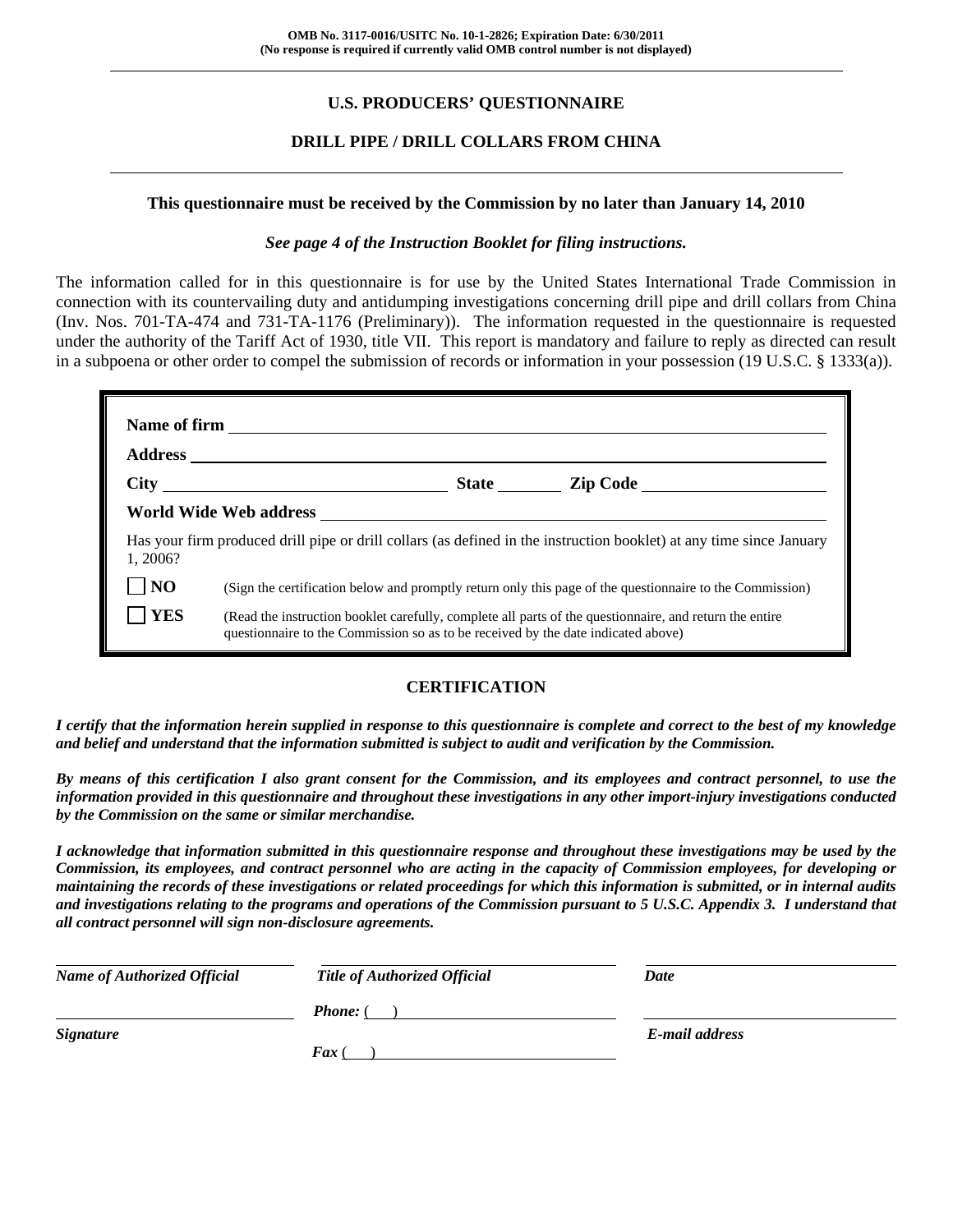**OMB No. 3117-0016/USITC No. 10-1-2826; Expiration Date: 6/30/2011**
**(No response is required if currently valid OMB control number is not displayed)**

# U.S. PRODUCERS' QUESTIONNAIRE

## DRILL PIPE / DRILL COLLARS FROM CHINA

**This questionnaire must be received by the Commission by no later than January 14, 2010**

***See page 4 of the Instruction Booklet for filing instructions.***

The information called for in this questionnaire is for use by the United States International Trade Commission in connection with its countervailing duty and antidumping investigations concerning drill pipe and drill collars from China (Inv. Nos. 701-TA-474 and 731-TA-1176 (Preliminary)). The information requested in the questionnaire is requested under the authority of the Tariff Act of 1930, title VII. This report is mandatory and failure to reply as directed can result in a subpoena or other order to compel the submission of records or information in your possession (19 U.S.C. § 1333(a)).

**Name of firm** ______________________________

**Address** ______________________________

**City** ____________ **State** ______ **Zip Code** ____________

**World Wide Web address** ______________________________

Has your firm produced drill pipe or drill collars (as defined in the instruction booklet) at any time since January 1, 2006?

☐ **NO** (Sign the certification below and promptly return only this page of the questionnaire to the Commission)

☐ **YES** (Read the instruction booklet carefully, complete all parts of the questionnaire, and return the entire questionnaire to the Commission so as to be received by the date indicated above)

## CERTIFICATION

***I certify that the information herein supplied in response to this questionnaire is complete and correct to the best of my knowledge and belief and understand that the information submitted is subject to audit and verification by the Commission.***

***By means of this certification I also grant consent for the Commission, and its employees and contract personnel, to use the information provided in this questionnaire and throughout these investigations in any other import-injury investigations conducted by the Commission on the same or similar merchandise.***

***I acknowledge that information submitted in this questionnaire response and throughout these investigations may be used by the Commission, its employees, and contract personnel who are acting in the capacity of Commission employees, for developing or maintaining the records of these investigations or related proceedings for which this information is submitted, or in internal audits and investigations relating to the programs and operations of the Commission pursuant to 5 U.S.C. Appendix 3. I understand that all contract personnel will sign non-disclosure agreements.***

| | | |
|---|---|---|
| ***Name of Authorized Official*** | ***Title of Authorized Official*** | ***Date*** |
| ***Signature*** | ***Phone:*** ( ) <br> ***Fax*** ( ) | ***E-mail address*** |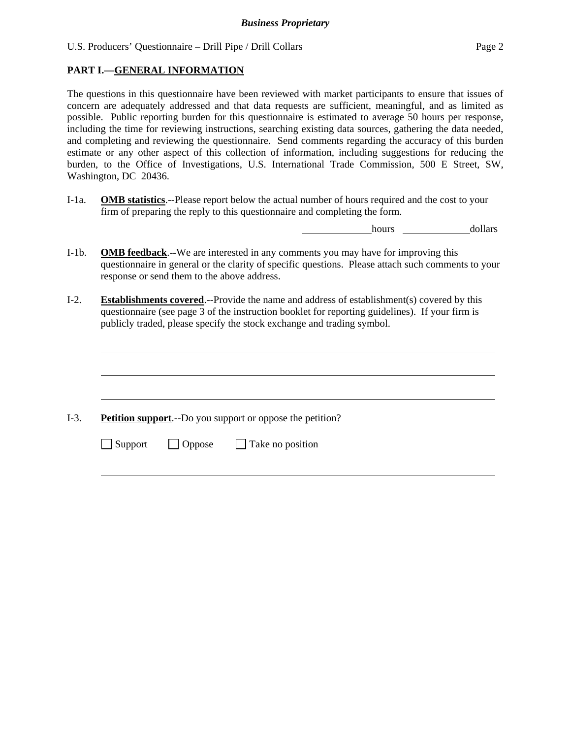**PART I.—GENERAL INFORMATION**

The questions in this questionnaire have been reviewed with market participants to ensure that issues of concern are adequately addressed and that data requests are sufficient, meaningful, and as limited as possible. Public reporting burden for this questionnaire is estimated to average 50 hours per response, including the time for reviewing instructions, searching existing data sources, gathering the data needed, and completing and reviewing the questionnaire. Send comments regarding the accuracy of this burden estimate or any other aspect of this collection of information, including suggestions for reducing the burden, to the Office of Investigations, U.S. International Trade Commission, 500 E Street, SW, Washington, DC 20436.

I-1a. **OMB statistics**.--Please report below the actual number of hours required and the cost to your firm of preparing the reply to this questionnaire and completing the form.

\_\_\_\_\_\_\_\_\_\_\_\_ hours \_\_\_\_\_\_\_\_\_\_\_\_ dollars

I-1b. **OMB feedback**.--We are interested in any comments you may have for improving this questionnaire in general or the clarity of specific questions. Please attach such comments to your response or send them to the above address.

I-2. **Establishments covered**.--Provide the name and address of establishment(s) covered by this questionnaire (see page 3 of the instruction booklet for reporting guidelines). If your firm is publicly traded, please specify the stock exchange and trading symbol.

\_\_\_\_\_\_\_\_\_\_\_\_\_\_\_\_\_\_\_\_\_\_\_\_\_\_\_\_\_\_\_\_\_\_\_\_\_\_\_\_\_\_\_\_\_\_\_\_\_\_\_\_\_\_\_\_

\_\_\_\_\_\_\_\_\_\_\_\_\_\_\_\_\_\_\_\_\_\_\_\_\_\_\_\_\_\_\_\_\_\_\_\_\_\_\_\_\_\_\_\_\_\_\_\_\_\_\_\_\_\_\_\_

\_\_\_\_\_\_\_\_\_\_\_\_\_\_\_\_\_\_\_\_\_\_\_\_\_\_\_\_\_\_\_\_\_\_\_\_\_\_\_\_\_\_\_\_\_\_\_\_\_\_\_\_\_\_\_\_

I-3. **Petition support**.--Do you support or oppose the petition?

☐ Support ☐ Oppose ☐ Take no position

\_\_\_\_\_\_\_\_\_\_\_\_\_\_\_\_\_\_\_\_\_\_\_\_\_\_\_\_\_\_\_\_\_\_\_\_\_\_\_\_\_\_\_\_\_\_\_\_\_\_\_\_\_\_\_\_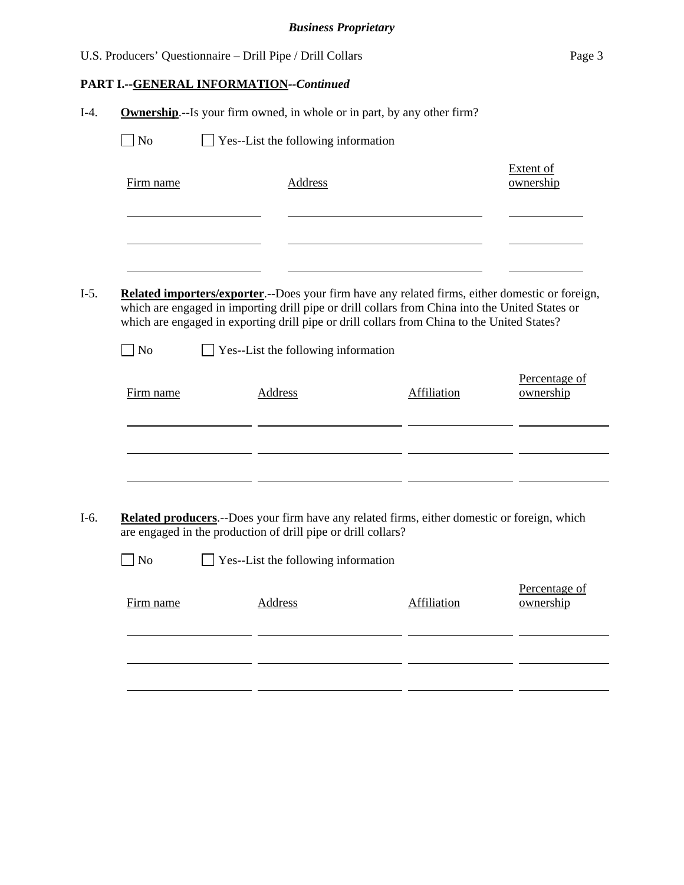**PART I.--GENERAL INFORMATION--*Continued***

I-4. **Ownership**.--Is your firm owned, in whole or in part, by any other firm?

☐ No ☐ Yes--List the following information

| Firm name | Address | Extent of ownership |
|---|---|---|
| | | |
| | | |
| | | |

I-5. **Related importers/exporter**.--Does your firm have any related firms, either domestic or foreign, which are engaged in importing drill pipe or drill collars from China into the United States or which are engaged in exporting drill pipe or drill collars from China to the United States?

☐ No ☐ Yes--List the following information

| Firm name | Address | Affiliation | Percentage of ownership |
|---|---|---|---|
| | | | |
| | | | |
| | | | |

I-6. **Related producers**.--Does your firm have any related firms, either domestic or foreign, which are engaged in the production of drill pipe or drill collars?

☐ No ☐ Yes--List the following information

| Firm name | Address | Affiliation | Percentage of ownership |
|---|---|---|---|
| | | | |
| | | | |
| | | | |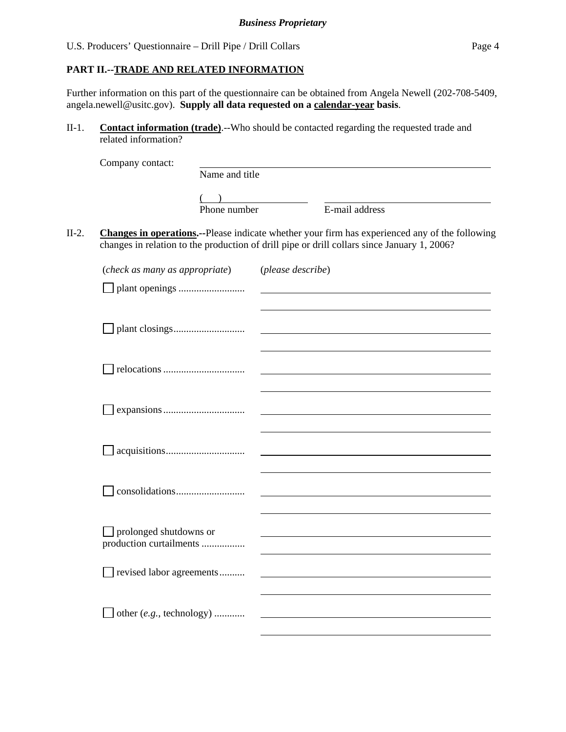## PART II.--TRADE AND RELATED INFORMATION

Further information on this part of the questionnaire can be obtained from Angela Newell (202-708-5409, angela.newell@usitc.gov). **Supply all data requested on a calendar-year basis**.

II-1. **Contact information (trade)**.--Who should be contacted regarding the requested trade and related information?

Company contact: ______________________________
Name and title

(    ) ______________  ______________________
Phone number  E-mail address

II-2. **Changes in operations.**--Please indicate whether your firm has experienced any of the following changes in relation to the production of drill pipe or drill collars since January 1, 2006?

| (*check as many as appropriate*) | (*please describe*) |
|---|---|
| ☐ plant openings .......................... | |
| ☐ plant closings............................ | |
| ☐ relocations ................................ | |
| ☐ expansions ................................ | |
| ☐ acquisitions............................... | |
| ☐ consolidations........................... | |
| ☐ prolonged shutdowns or production curtailments ................. | |
| ☐ revised labor agreements.......... | |
| ☐ other (*e.g.*, technology) ............ | |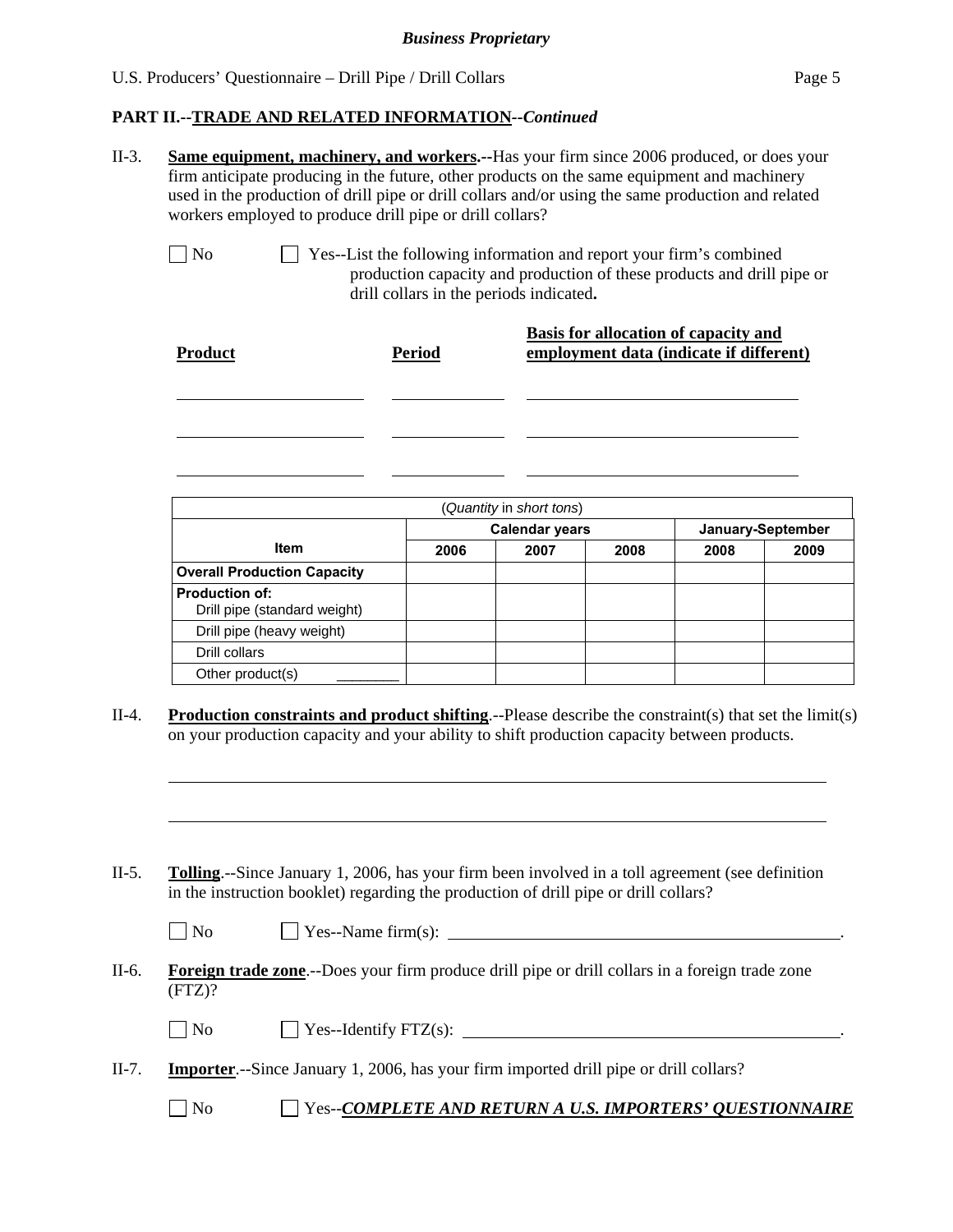**PART II.--TRADE AND RELATED INFORMATION--*Continued***

II-3. **Same equipment, machinery, and workers.**--Has your firm since 2006 produced, or does your firm anticipate producing in the future, other products on the same equipment and machinery used in the production of drill pipe or drill collars and/or using the same production and related workers employed to produce drill pipe or drill collars?

☐ No ☐ Yes--List the following information and report your firm's combined production capacity and production of these products and drill pipe or drill collars in the periods indicated**.**

| **Product** | **Period** | **Basis for allocation of capacity and employment data (indicate if different)** |
|---|---|---|
| | | |
| | | |
| | | |

| (*Quantity* in *short tons*) | | | | | |
|---|---|---|---|---|---|
| | Calendar years | | | January-September | |
| Item | 2006 | 2007 | 2008 | 2008 | 2009 |
| **Overall Production Capacity** | | | | | |
| **Production of:** Drill pipe (standard weight) | | | | | |
| Drill pipe (heavy weight) | | | | | |
| Drill collars | | | | | |
| Other product(s) ________ | | | | | |

II-4. **Production constraints and product shifting**.--Please describe the constraint(s) that set the limit(s) on your production capacity and your ability to shift production capacity between products.

II-5. **Tolling**.--Since January 1, 2006, has your firm been involved in a toll agreement (see definition in the instruction booklet) regarding the production of drill pipe or drill collars?

☐ No ☐ Yes--Name firm(s): ______________________________.

II-6. **Foreign trade zone**.--Does your firm produce drill pipe or drill collars in a foreign trade zone (FTZ)?

☐ No ☐ Yes--Identify FTZ(s): ______________________________.

II-7. **Importer**.--Since January 1, 2006, has your firm imported drill pipe or drill collars?

☐ No ☐ Yes--***COMPLETE AND RETURN A U.S. IMPORTERS' QUESTIONNAIRE***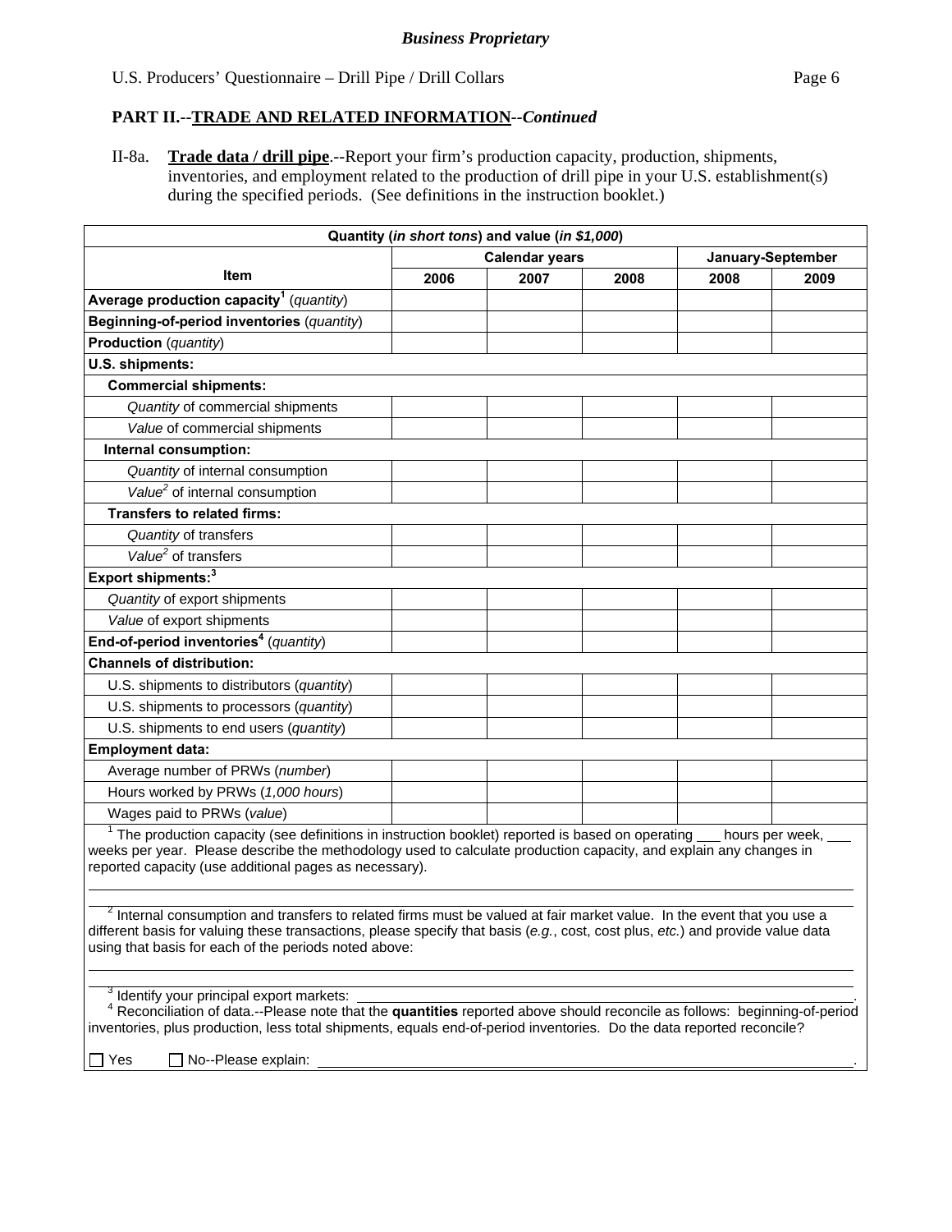*Business Proprietary*

## PART II.--TRADE AND RELATED INFORMATION--*Continued*

II-8a. **Trade data / drill pipe**.--Report your firm's production capacity, production, shipments, inventories, and employment related to the production of drill pipe in your U.S. establishment(s) during the specified periods. (See definitions in the instruction booklet.)

| Quantity (*in short tons*) and value (*in $1,000*) | | | | | |
|---|---|---|---|---|---|
| **Item** | **Calendar years** | | | **January-September** | |
| | **2006** | **2007** | **2008** | **2008** | **2009** |
| **Average production capacity**[1] (*quantity*) | | | | | |
| **Beginning-of-period inventories** (*quantity*) | | | | | |
| **Production** (*quantity*) | | | | | |
| **U.S. shipments:** | | | | | |
| **Commercial shipments:** | | | | | |
| *Quantity* of commercial shipments | | | | | |
| *Value* of commercial shipments | | | | | |
| **Internal consumption:** | | | | | |
| *Quantity* of internal consumption | | | | | |
| *Value*[2] of internal consumption | | | | | |
| **Transfers to related firms:** | | | | | |
| *Quantity* of transfers | | | | | |
| *Value*[2] of transfers | | | | | |
| **Export shipments:**[3] | | | | | |
| *Quantity* of export shipments | | | | | |
| *Value* of export shipments | | | | | |
| **End-of-period inventories**[4] (*quantity*) | | | | | |
| **Channels of distribution:** | | | | | |
| U.S. shipments to distributors (*quantity*) | | | | | |
| U.S. shipments to processors (*quantity*) | | | | | |
| U.S. shipments to end users (*quantity*) | | | | | |
| **Employment data:** | | | | | |
| Average number of PRWs (*number*) | | | | | |
| Hours worked by PRWs (*1,000 hours*) | | | | | |
| Wages paid to PRWs (*value*) | | | | | |

[1] The production capacity (see definitions in instruction booklet) reported is based on operating ___ hours per week, ___ weeks per year. Please describe the methodology used to calculate production capacity, and explain any changes in reported capacity (use additional pages as necessary).

______________________________________________________________________

______________________________________________________________________

[2] Internal consumption and transfers to related firms must be valued at fair market value. In the event that you use a different basis for valuing these transactions, please specify that basis (*e.g.*, cost, cost plus, *etc.*) and provide value data using that basis for each of the periods noted above:

______________________________________________________________________

______________________________________________________________________

[3] Identify your principal export markets: ______________________________.

[4] Reconciliation of data.--Please note that the **quantities** reported above should reconcile as follows: beginning-of-period inventories, plus production, less total shipments, equals end-of-period inventories. Do the data reported reconcile?

☐ Yes ☐ No--Please explain: ______________________________.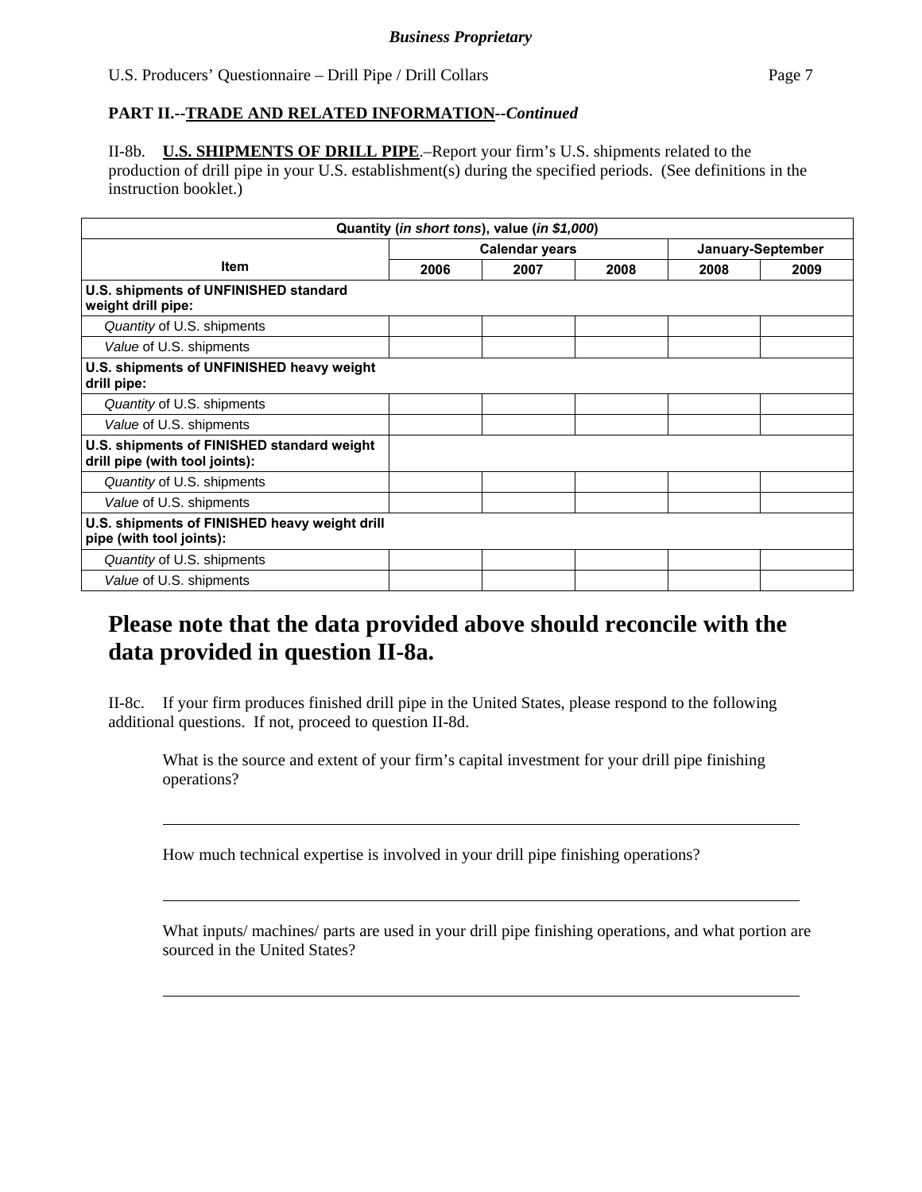**PART II.--TRADE AND RELATED INFORMATION--*Continued***

II-8b. **U.S. SHIPMENTS OF DRILL PIPE**.–Report your firm's U.S. shipments related to the production of drill pipe in your U.S. establishment(s) during the specified periods. (See definitions in the instruction booklet.)

| Quantity (*in short tons*), value (*in $1,000*) | | | | | |
|---|---|---|---|---|---|
| Item | Calendar years | | | January-September | |
| | 2006 | 2007 | 2008 | 2008 | 2009 |
| **U.S. shipments of UNFINISHED standard weight drill pipe:** | | | | | |
| *Quantity* of U.S. shipments | | | | | |
| *Value* of U.S. shipments | | | | | |
| **U.S. shipments of UNFINISHED heavy weight drill pipe:** | | | | | |
| *Quantity* of U.S. shipments | | | | | |
| *Value* of U.S. shipments | | | | | |
| **U.S. shipments of FINISHED standard weight drill pipe (with tool joints):** | | | | | |
| *Quantity* of U.S. shipments | | | | | |
| *Value* of U.S. shipments | | | | | |
| **U.S. shipments of FINISHED heavy weight drill pipe (with tool joints):** | | | | | |
| *Quantity* of U.S. shipments | | | | | |
| *Value* of U.S. shipments | | | | | |

## Please note that the data provided above should reconcile with the data provided in question II-8a.

II-8c. If your firm produces finished drill pipe in the United States, please respond to the following additional questions. If not, proceed to question II-8d.

What is the source and extent of your firm's capital investment for your drill pipe finishing operations?

______________________________________________________________________

How much technical expertise is involved in your drill pipe finishing operations?

______________________________________________________________________

What inputs/ machines/ parts are used in your drill pipe finishing operations, and what portion are sourced in the United States?

______________________________________________________________________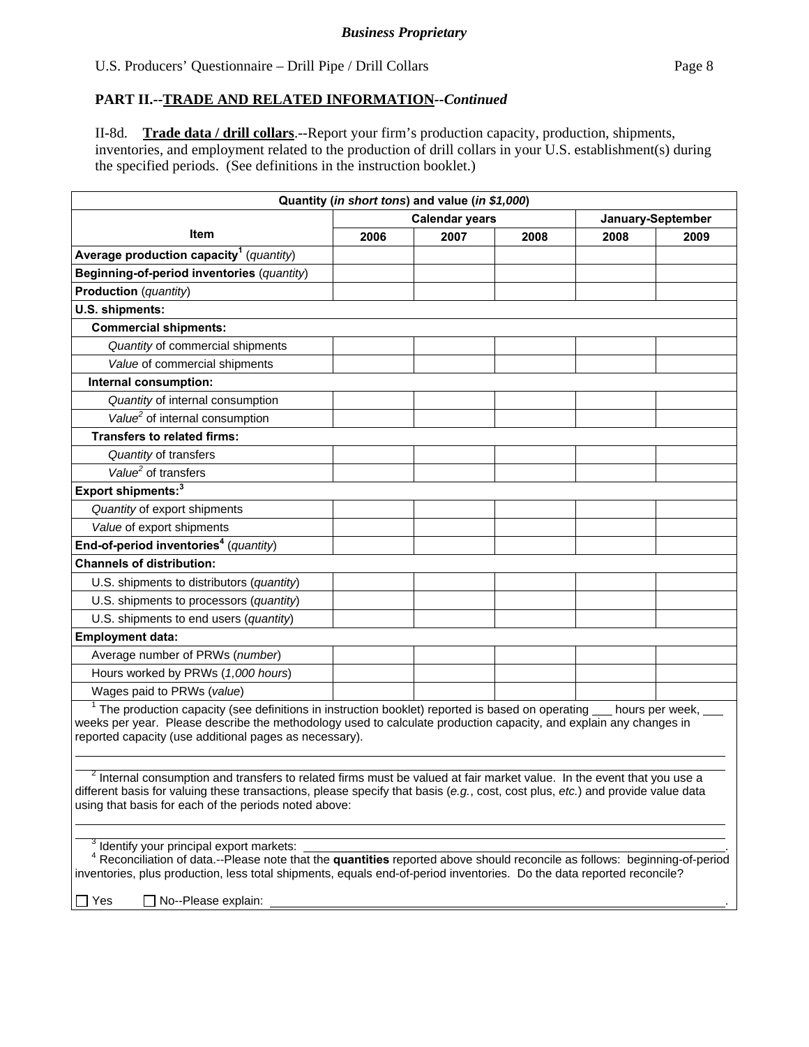*Business Proprietary*

## PART II.--TRADE AND RELATED INFORMATION--*Continued*

II-8d. **Trade data / drill collars**.--Report your firm's production capacity, production, shipments, inventories, and employment related to the production of drill collars in your U.S. establishment(s) during the specified periods. (See definitions in the instruction booklet.)

| Quantity (*in short tons*) and value (*in $1,000*) | | | | | |
|---|---|---|---|---|---|
| Item | Calendar years | | | January-September | |
| | 2006 | 2007 | 2008 | 2008 | 2009 |
| **Average production capacity**[1] (*quantity*) | | | | | |
| **Beginning-of-period inventories** (*quantity*) | | | | | |
| **Production** (*quantity*) | | | | | |
| **U.S. shipments:** | | | | | |
| **Commercial shipments:** | | | | | |
| *Quantity* of commercial shipments | | | | | |
| *Value* of commercial shipments | | | | | |
| **Internal consumption:** | | | | | |
| *Quantity* of internal consumption | | | | | |
| *Value*[2] of internal consumption | | | | | |
| **Transfers to related firms:** | | | | | |
| *Quantity* of transfers | | | | | |
| *Value*[2] of transfers | | | | | |
| **Export shipments:**[3] | | | | | |
| *Quantity* of export shipments | | | | | |
| *Value* of export shipments | | | | | |
| **End-of-period inventories**[4] (*quantity*) | | | | | |
| **Channels of distribution:** | | | | | |
| U.S. shipments to distributors (*quantity*) | | | | | |
| U.S. shipments to processors (*quantity*) | | | | | |
| U.S. shipments to end users (*quantity*) | | | | | |
| **Employment data:** | | | | | |
| Average number of PRWs (*number*) | | | | | |
| Hours worked by PRWs (*1,000 hours*) | | | | | |
| Wages paid to PRWs (*value*) | | | | | |

[1] The production capacity (see definitions in instruction booklet) reported is based on operating ___ hours per week, ___ weeks per year. Please describe the methodology used to calculate production capacity, and explain any changes in reported capacity (use additional pages as necessary).

[2] Internal consumption and transfers to related firms must be valued at fair market value. In the event that you use a different basis for valuing these transactions, please specify that basis (*e.g.*, cost, cost plus, *etc.*) and provide value data using that basis for each of the periods noted above:

[3] Identify your principal export markets: ______.

[4] Reconciliation of data.--Please note that the **quantities** reported above should reconcile as follows: beginning-of-period inventories, plus production, less total shipments, equals end-of-period inventories. Do the data reported reconcile?

☐ Yes ☐ No--Please explain: ______.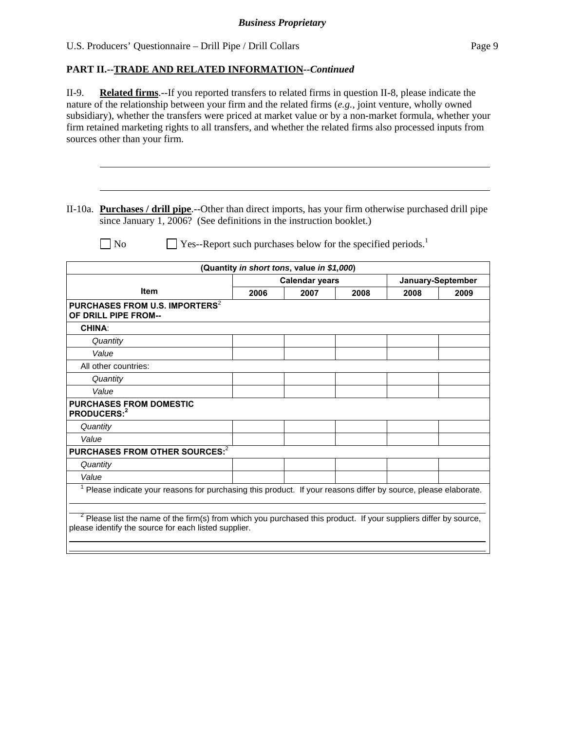## PART II.--TRADE AND RELATED INFORMATION--*Continued*

II-9. **Related firms**.--If you reported transfers to related firms in question II-8, please indicate the nature of the relationship between your firm and the related firms (*e.g.*, joint venture, wholly owned subsidiary), whether the transfers were priced at market value or by a non-market formula, whether your firm retained marketing rights to all transfers, and whether the related firms also processed inputs from sources other than your firm.

II-10a. **Purchases / drill pipe**.--Other than direct imports, has your firm otherwise purchased drill pipe since January 1, 2006? (See definitions in the instruction booklet.)

☐ No ☐ Yes--Report such purchases below for the specified periods.[1]

| (Quantity *in short tons*, value *in $1,000*) | | | | | |
|---|---|---|---|---|---|
| Item | Calendar years | | | January-September | |
| | 2006 | 2007 | 2008 | 2008 | 2009 |
| **PURCHASES FROM U.S. IMPORTERS[2] OF DRILL PIPE FROM--** | | | | | |
| **CHINA**: | | | | | |
| *Quantity* | | | | | |
| *Value* | | | | | |
| All other countries: | | | | | |
| *Quantity* | | | | | |
| *Value* | | | | | |
| **PURCHASES FROM DOMESTIC PRODUCERS:[2]** | | | | | |
| *Quantity* | | | | | |
| *Value* | | | | | |
| **PURCHASES FROM OTHER SOURCES:[2]** | | | | | |
| *Quantity* | | | | | |
| *Value* | | | | | |

[1] Please indicate your reasons for purchasing this product. If your reasons differ by source, please elaborate.

[2] Please list the name of the firm(s) from which you purchased this product. If your suppliers differ by source, please identify the source for each listed supplier.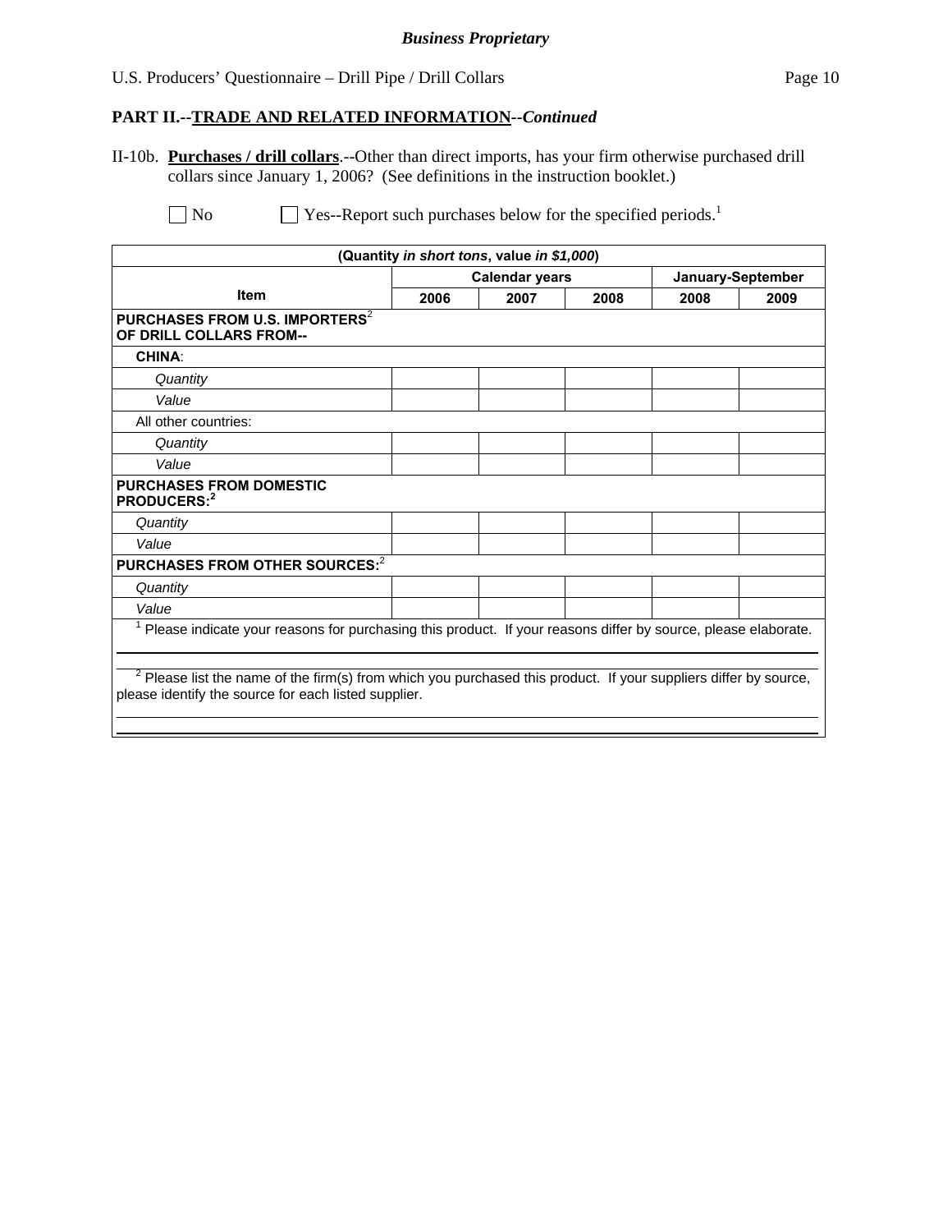## PART II.--TRADE AND RELATED INFORMATION--*Continued*

II-10b. **Purchases / drill collars**.--Other than direct imports, has your firm otherwise purchased drill collars since January 1, 2006? (See definitions in the instruction booklet.)

☐ No ☐ Yes--Report such purchases below for the specified periods.[1]

| (Quantity *in short tons*, value *in $1,000*) | | | | | |
|---|---|---|---|---|---|
| Item | Calendar years | | | January-September | |
| | 2006 | 2007 | 2008 | 2008 | 2009 |
| **PURCHASES FROM U.S. IMPORTERS[2] OF DRILL COLLARS FROM--** | | | | | |
| **CHINA**: | | | | | |
| *Quantity* | | | | | |
| *Value* | | | | | |
| All other countries: | | | | | |
| *Quantity* | | | | | |
| *Value* | | | | | |
| **PURCHASES FROM DOMESTIC PRODUCERS:[2]** | | | | | |
| *Quantity* | | | | | |
| *Value* | | | | | |
| **PURCHASES FROM OTHER SOURCES:[2]** | | | | | |
| *Quantity* | | | | | |
| *Value* | | | | | |

[1] Please indicate your reasons for purchasing this product. If your reasons differ by source, please elaborate.

[2] Please list the name of the firm(s) from which you purchased this product. If your suppliers differ by source, please identify the source for each listed supplier.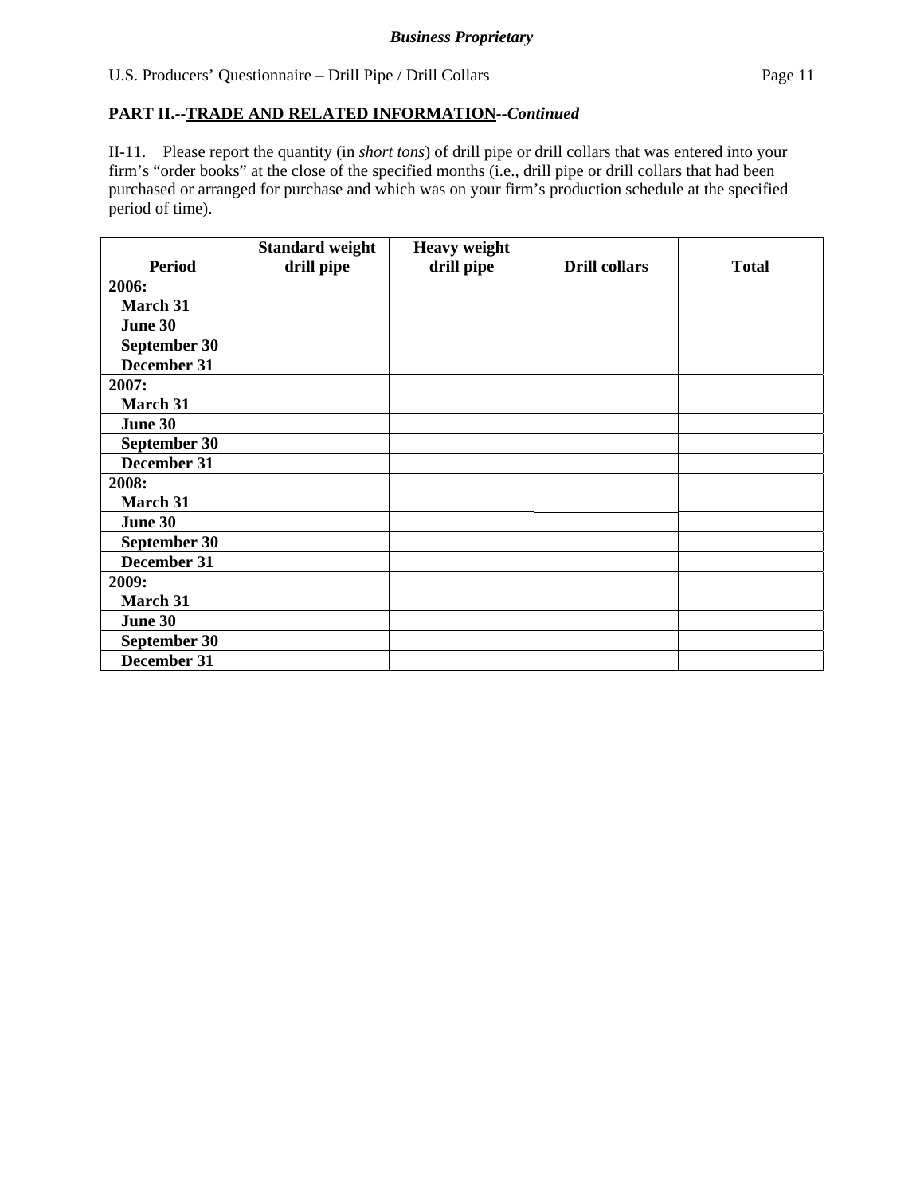**PART II.--TRADE AND RELATED INFORMATION--*Continued***

II-11. Please report the quantity (in *short tons*) of drill pipe or drill collars that was entered into your firm's "order books" at the close of the specified months (i.e., drill pipe or drill collars that had been purchased or arranged for purchase and which was on your firm's production schedule at the specified period of time).

| Period | Standard weight drill pipe | Heavy weight drill pipe | Drill collars | Total |
|---|---|---|---|---|
| **2006:** March 31 | | | | |
| June 30 | | | | |
| September 30 | | | | |
| December 31 | | | | |
| **2007:** March 31 | | | | |
| June 30 | | | | |
| September 30 | | | | |
| December 31 | | | | |
| **2008:** March 31 | | | | |
| June 30 | | | | |
| September 30 | | | | |
| December 31 | | | | |
| **2009:** March 31 | | | | |
| June 30 | | | | |
| September 30 | | | | |
| December 31 | | | | |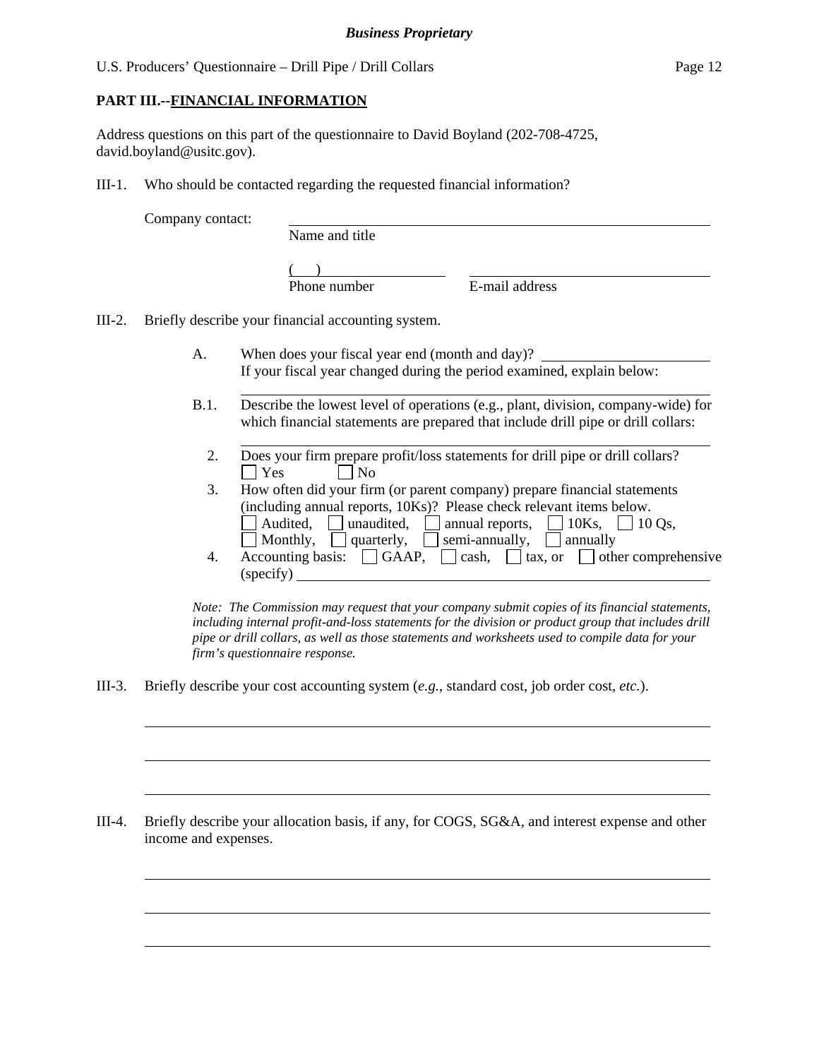**Business Proprietary**

**PART III.--FINANCIAL INFORMATION**

Address questions on this part of the questionnaire to David Boyland (202-708-4725, david.boyland@usitc.gov).

III-1. Who should be contacted regarding the requested financial information?

Company contact: ______________________________
Name and title

(    ) ______________ ______________________
Phone number E-mail address

III-2. Briefly describe your financial accounting system.

A. When does your fiscal year end (month and day)? ______________
If your fiscal year changed during the period examined, explain below:

______________________________

B.1. Describe the lowest level of operations (e.g., plant, division, company-wide) for which financial statements are prepared that include drill pipe or drill collars:

______________________________

2. Does your firm prepare profit/loss statements for drill pipe or drill collars?
☐ Yes ☐ No

3. How often did your firm (or parent company) prepare financial statements (including annual reports, 10Ks)? Please check relevant items below.
☐ Audited, ☐ unaudited, ☐ annual reports, ☐ 10Ks, ☐ 10 Qs,
☐ Monthly, ☐ quarterly, ☐ semi-annually, ☐ annually

4. Accounting basis: ☐ GAAP, ☐ cash, ☐ tax, or ☐ other comprehensive (specify) ______________________________

*Note: The Commission may request that your company submit copies of its financial statements, including internal profit-and-loss statements for the division or product group that includes drill pipe or drill collars, as well as those statements and worksheets used to compile data for your firm's questionnaire response.*

III-3. Briefly describe your cost accounting system (*e.g.*, standard cost, job order cost, *etc.*).

______________________________

______________________________

______________________________

III-4. Briefly describe your allocation basis, if any, for COGS, SG&A, and interest expense and other income and expenses.

______________________________

______________________________

______________________________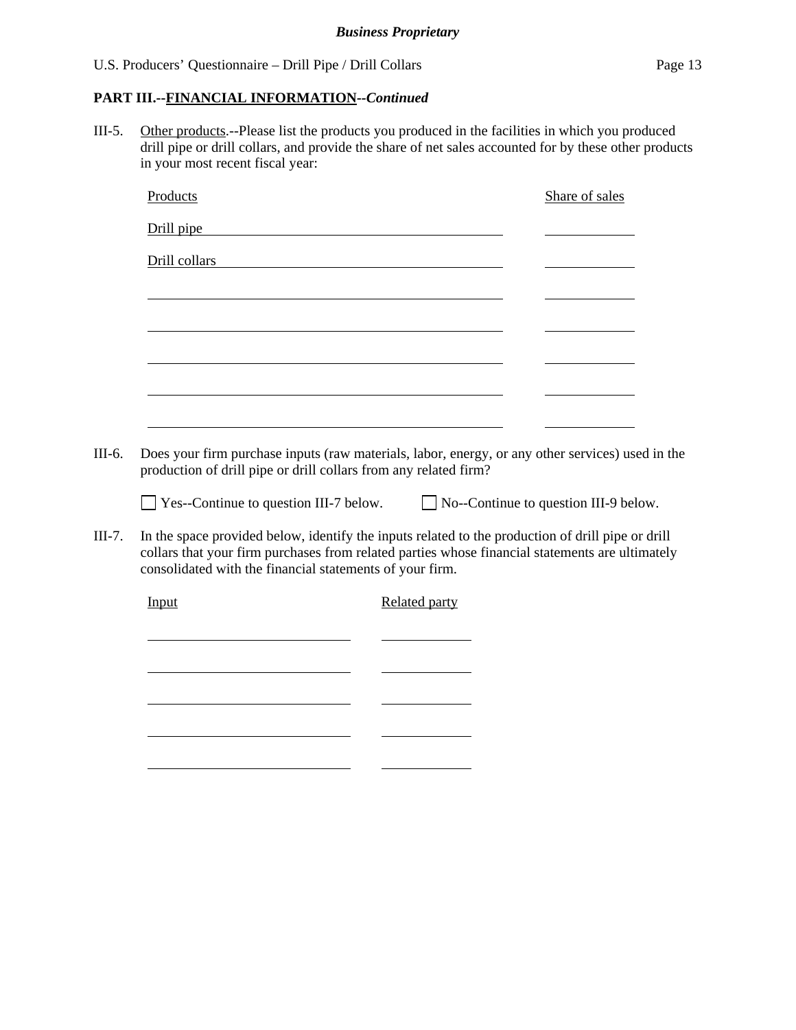**PART III.--FINANCIAL INFORMATION--*Continued***

III-5. Other products.--Please list the products you produced in the facilities in which you produced drill pipe or drill collars, and provide the share of net sales accounted for by these other products in your most recent fiscal year:

| Products | Share of sales |
|---|---|
| Drill pipe | |
| Drill collars | |
| | |
| | |
| | |
| | |
| | |

III-6. Does your firm purchase inputs (raw materials, labor, energy, or any other services) used in the production of drill pipe or drill collars from any related firm?

☐ Yes--Continue to question III-7 below. ☐ No--Continue to question III-9 below.

III-7. In the space provided below, identify the inputs related to the production of drill pipe or drill collars that your firm purchases from related parties whose financial statements are ultimately consolidated with the financial statements of your firm.

| Input | Related party |
|---|---|
| | |
| | |
| | |
| | |
| | |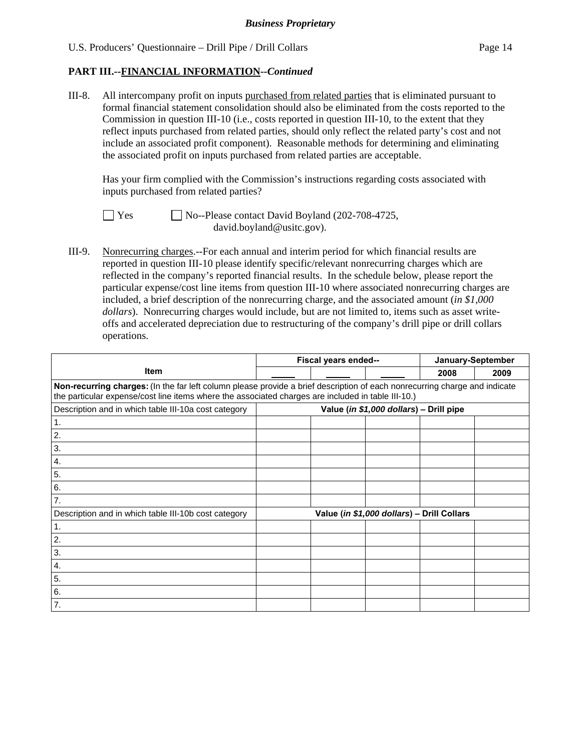*Business Proprietary*

U.S. Producers' Questionnaire – Drill Pipe / Drill Collars

**PART III.--FINANCIAL INFORMATION--*Continued***

III-8. All intercompany profit on inputs purchased from related parties that is eliminated pursuant to formal financial statement consolidation should also be eliminated from the costs reported to the Commission in question III-10 (i.e., costs reported in question III-10, to the extent that they reflect inputs purchased from related parties, should only reflect the related party's cost and not include an associated profit component). Reasonable methods for determining and eliminating the associated profit on inputs purchased from related parties are acceptable.

Has your firm complied with the Commission's instructions regarding costs associated with inputs purchased from related parties?

☐ Yes ☐ No--Please contact David Boyland (202-708-4725, david.boyland@usitc.gov).

III-9. Nonrecurring charges.--For each annual and interim period for which financial results are reported in question III-10 please identify specific/relevant nonrecurring charges which are reflected in the company's reported financial results. In the schedule below, please report the particular expense/cost line items from question III-10 where associated nonrecurring charges are included, a brief description of the nonrecurring charge, and the associated amount (*in $1,000 dollars*). Nonrecurring charges would include, but are not limited to, items such as asset write-offs and accelerated depreciation due to restructuring of the company's drill pipe or drill collars operations.

| Item | Fiscal years ended-- | | | January-September | |
|---|---|---|---|---|---|
| | _____ | _____ | _____ | 2008 | 2009 |
| **Non-recurring charges:** (In the far left column please provide a brief description of each nonrecurring charge and indicate the particular expense/cost line items where the associated charges are included in table III-10.) | | | | | |
| Description and in which table III-10a cost category | **Value (*in $1,000 dollars*) – Drill pipe** | | | | |
| 1. | | | | | |
| 2. | | | | | |
| 3. | | | | | |
| 4. | | | | | |
| 5. | | | | | |
| 6. | | | | | |
| 7. | | | | | |
| Description and in which table III-10b cost category | **Value (*in $1,000 dollars*) – Drill Collars** | | | | |
| 1. | | | | | |
| 2. | | | | | |
| 3. | | | | | |
| 4. | | | | | |
| 5. | | | | | |
| 6. | | | | | |
| 7. | | | | | |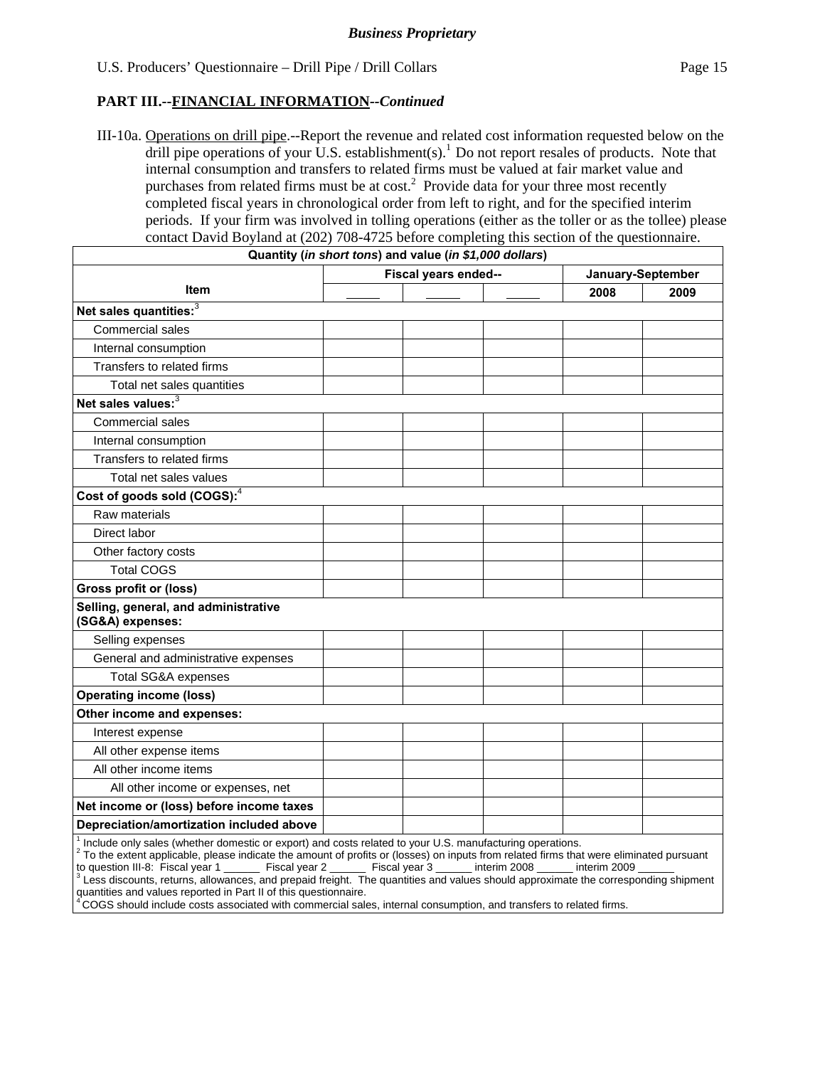**Business Proprietary**

U.S. Producers' Questionnaire – Drill Pipe / Drill Collars

## PART III.--FINANCIAL INFORMATION--*Continued*

III-10a. Operations on drill pipe.--Report the revenue and related cost information requested below on the drill pipe operations of your U.S. establishment(s).[1] Do not report resales of products. Note that internal consumption and transfers to related firms must be valued at fair market value and purchases from related firms must be at cost.[2] Provide data for your three most recently completed fiscal years in chronological order from left to right, and for the specified interim periods. If your firm was involved in tolling operations (either as the toller or as the tollee) please contact David Boyland at (202) 708-4725 before completing this section of the questionnaire.

| Quantity (*in short tons*) and value (*in $1,000 dollars*) | | | | | |
|---|---|---|---|---|---|
| Item | Fiscal years ended-- | | | January-September | |
| | _____ | _____ | _____ | 2008 | 2009 |
| **Net sales quantities:**[3] | | | | | |
| Commercial sales | | | | | |
| Internal consumption | | | | | |
| Transfers to related firms | | | | | |
| Total net sales quantities | | | | | |
| **Net sales values:**[3] | | | | | |
| Commercial sales | | | | | |
| Internal consumption | | | | | |
| Transfers to related firms | | | | | |
| Total net sales values | | | | | |
| **Cost of goods sold (COGS):**[4] | | | | | |
| Raw materials | | | | | |
| Direct labor | | | | | |
| Other factory costs | | | | | |
| Total COGS | | | | | |
| **Gross profit or (loss)** | | | | | |
| **Selling, general, and administrative (SG&A) expenses:** | | | | | |
| Selling expenses | | | | | |
| General and administrative expenses | | | | | |
| Total SG&A expenses | | | | | |
| **Operating income (loss)** | | | | | |
| **Other income and expenses:** | | | | | |
| Interest expense | | | | | |
| All other expense items | | | | | |
| All other income items | | | | | |
| All other income or expenses, net | | | | | |
| **Net income or (loss) before income taxes** | | | | | |
| **Depreciation/amortization included above** | | | | | |

[1] Include only sales (whether domestic or export) and costs related to your U.S. manufacturing operations.
[2] To the extent applicable, please indicate the amount of profits or (losses) on inputs from related firms that were eliminated pursuant to question III-8: Fiscal year 1 ______ Fiscal year 2 ______ Fiscal year 3 ______ interim 2008 ______ interim 2009 ______
[3] Less discounts, returns, allowances, and prepaid freight. The quantities and values should approximate the corresponding shipment quantities and values reported in Part II of this questionnaire.
[4] COGS should include costs associated with commercial sales, internal consumption, and transfers to related firms.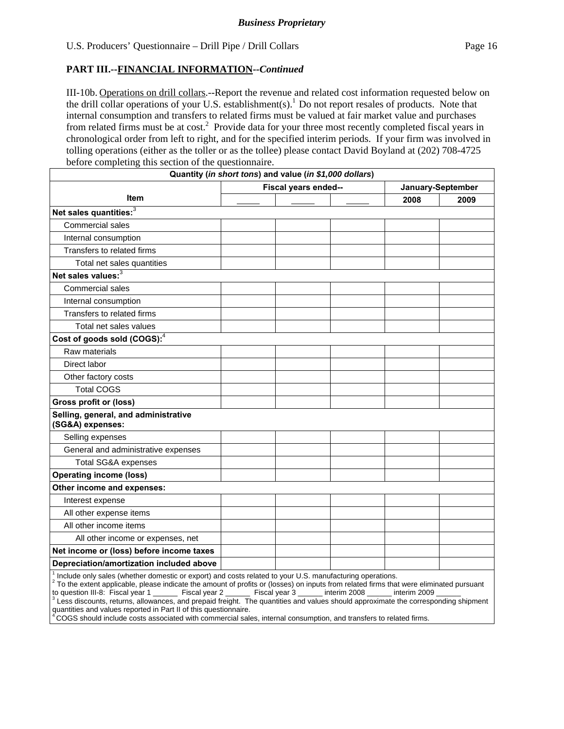*Business Proprietary*

U.S. Producers' Questionnaire – Drill Pipe / Drill Collars

## PART III.--FINANCIAL INFORMATION--*Continued*

III-10b. Operations on drill collars.--Report the revenue and related cost information requested below on the drill collar operations of your U.S. establishment(s).[1] Do not report resales of products. Note that internal consumption and transfers to related firms must be valued at fair market value and purchases from related firms must be at cost.[2] Provide data for your three most recently completed fiscal years in chronological order from left to right, and for the specified interim periods. If your firm was involved in tolling operations (either as the toller or as the tollee) please contact David Boyland at (202) 708-4725 before completing this section of the questionnaire.

| Quantity (*in short tons*) and value (*in $1,000 dollars*) | | | | | |
|---|---|---|---|---|---|
| Item | Fiscal years ended-- | | | January-September | |
| | _____ | _____ | _____ | 2008 | 2009 |
| **Net sales quantities:**[3] | | | | | |
| Commercial sales | | | | | |
| Internal consumption | | | | | |
| Transfers to related firms | | | | | |
| Total net sales quantities | | | | | |
| **Net sales values:**[3] | | | | | |
| Commercial sales | | | | | |
| Internal consumption | | | | | |
| Transfers to related firms | | | | | |
| Total net sales values | | | | | |
| **Cost of goods sold (COGS):**[4] | | | | | |
| Raw materials | | | | | |
| Direct labor | | | | | |
| Other factory costs | | | | | |
| Total COGS | | | | | |
| **Gross profit or (loss)** | | | | | |
| **Selling, general, and administrative (SG&A) expenses:** | | | | | |
| Selling expenses | | | | | |
| General and administrative expenses | | | | | |
| Total SG&A expenses | | | | | |
| **Operating income (loss)** | | | | | |
| **Other income and expenses:** | | | | | |
| Interest expense | | | | | |
| All other expense items | | | | | |
| All other income items | | | | | |
| All other income or expenses, net | | | | | |
| **Net income or (loss) before income taxes** | | | | | |
| **Depreciation/amortization included above** | | | | | |

[1] Include only sales (whether domestic or export) and costs related to your U.S. manufacturing operations.
[2] To the extent applicable, please indicate the amount of profits or (losses) on inputs from related firms that were eliminated pursuant to question III-8: Fiscal year 1 ______ Fiscal year 2 ______ Fiscal year 3 ______ interim 2008 ______ interim 2009 ______
[3] Less discounts, returns, allowances, and prepaid freight. The quantities and values should approximate the corresponding shipment quantities and values reported in Part II of this questionnaire.
[4] COGS should include costs associated with commercial sales, internal consumption, and transfers to related firms.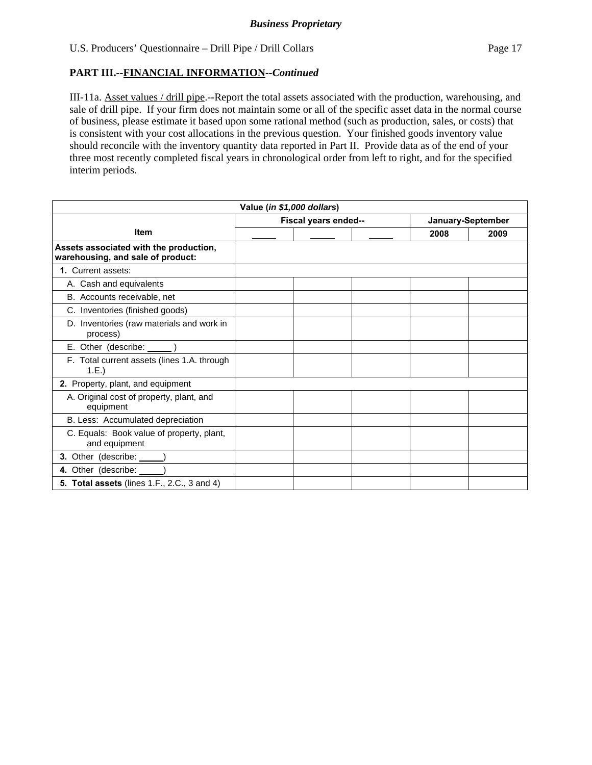**PART III.--FINANCIAL INFORMATION--*Continued***

III-11a. Asset values / drill pipe.--Report the total assets associated with the production, warehousing, and sale of drill pipe. If your firm does not maintain some or all of the specific asset data in the normal course of business, please estimate it based upon some rational method (such as production, sales, or costs) that is consistent with your cost allocations in the previous question. Your finished goods inventory value should reconcile with the inventory quantity data reported in Part II. Provide data as of the end of your three most recently completed fiscal years in chronological order from left to right, and for the specified interim periods.

| Value (*in $1,000 dollars*) | | | | | |
|---|---|---|---|---|---|
| **Item** | **Fiscal years ended--** | | | **January-September** | |
| | ____ | ____ | ____ | **2008** | **2009** |
| **Assets associated with the production, warehousing, and sale of product:** | | | | | |
| **1.** Current assets: | | | | | |
| A. Cash and equivalents | | | | | |
| B. Accounts receivable, net | | | | | |
| C. Inventories (finished goods) | | | | | |
| D. Inventories (raw materials and work in process) | | | | | |
| E. Other (describe: ____ ) | | | | | |
| F. Total current assets (lines 1.A. through 1.E.) | | | | | |
| **2.** Property, plant, and equipment | | | | | |
| A. Original cost of property, plant, and equipment | | | | | |
| B. Less: Accumulated depreciation | | | | | |
| C. Equals: Book value of property, plant, and equipment | | | | | |
| **3.** Other (describe: ____) | | | | | |
| **4.** Other (describe: ____) | | | | | |
| **5. Total assets** (lines 1.F., 2.C., 3 and 4) | | | | | |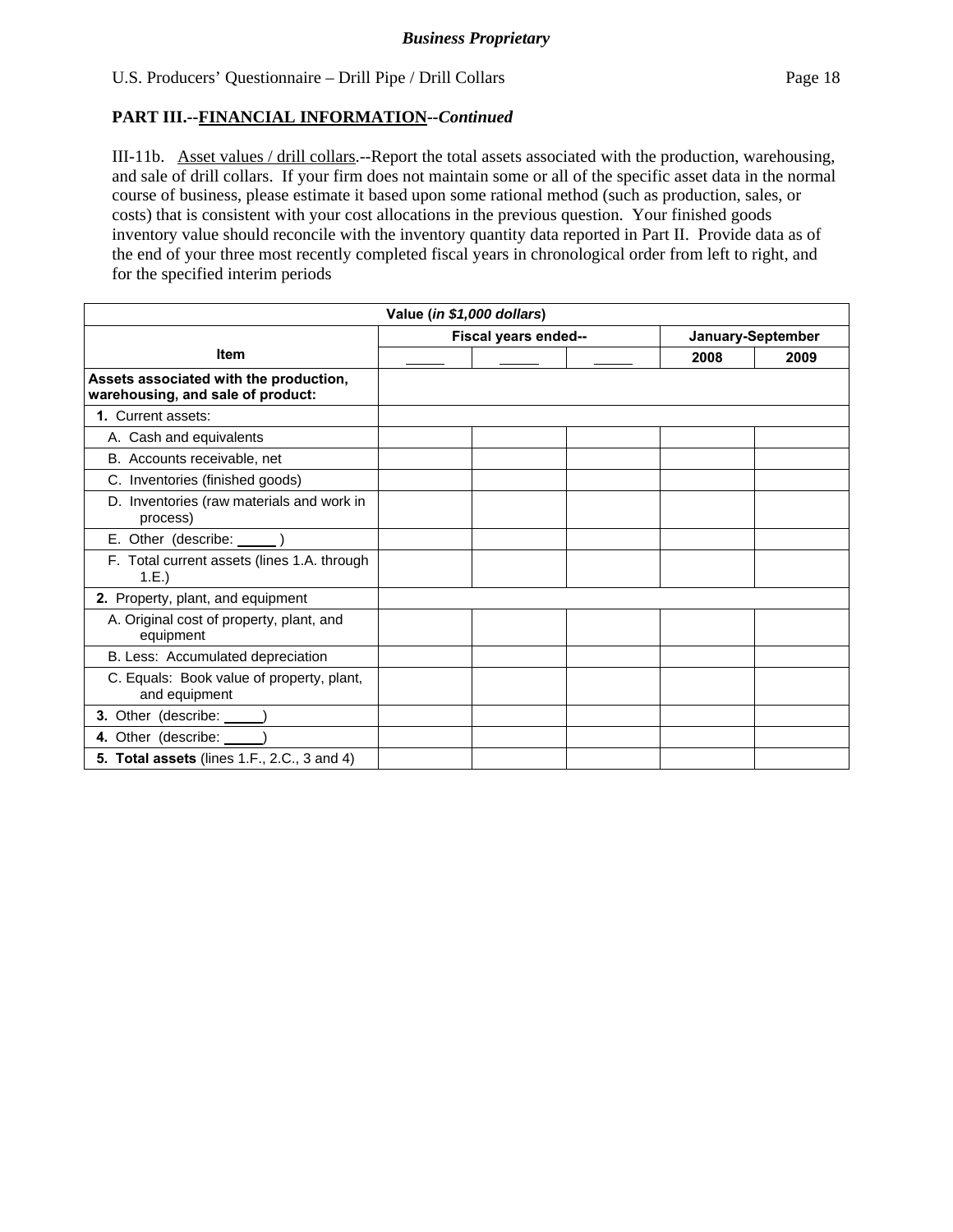**Business Proprietary**

U.S. Producers' Questionnaire – Drill Pipe / Drill Collars

## PART III.--FINANCIAL INFORMATION--*Continued*

III-11b. Asset values / drill collars.--Report the total assets associated with the production, warehousing, and sale of drill collars. If your firm does not maintain some or all of the specific asset data in the normal course of business, please estimate it based upon some rational method (such as production, sales, or costs) that is consistent with your cost allocations in the previous question. Your finished goods inventory value should reconcile with the inventory quantity data reported in Part II. Provide data as of the end of your three most recently completed fiscal years in chronological order from left to right, and for the specified interim periods

| Value (*in $1,000 dollars*) | | | | | |
|---|---|---|---|---|---|
| **Item** | **Fiscal years ended--** | | | **January-September** | |
| | _____ | _____ | _____ | **2008** | **2009** |
| **Assets associated with the production, warehousing, and sale of product:** | | | | | |
| **1.** Current assets: | | | | | |
| A. Cash and equivalents | | | | | |
| B. Accounts receivable, net | | | | | |
| C. Inventories (finished goods) | | | | | |
| D. Inventories (raw materials and work in process) | | | | | |
| E. Other (describe: _____ ) | | | | | |
| F. Total current assets (lines 1.A. through 1.E.) | | | | | |
| **2.** Property, plant, and equipment | | | | | |
| A. Original cost of property, plant, and equipment | | | | | |
| B. Less: Accumulated depreciation | | | | | |
| C. Equals: Book value of property, plant, and equipment | | | | | |
| **3.** Other (describe: _____) | | | | | |
| **4.** Other (describe: _____) | | | | | |
| **5. Total assets** (lines 1.F., 2.C., 3 and 4) | | | | | |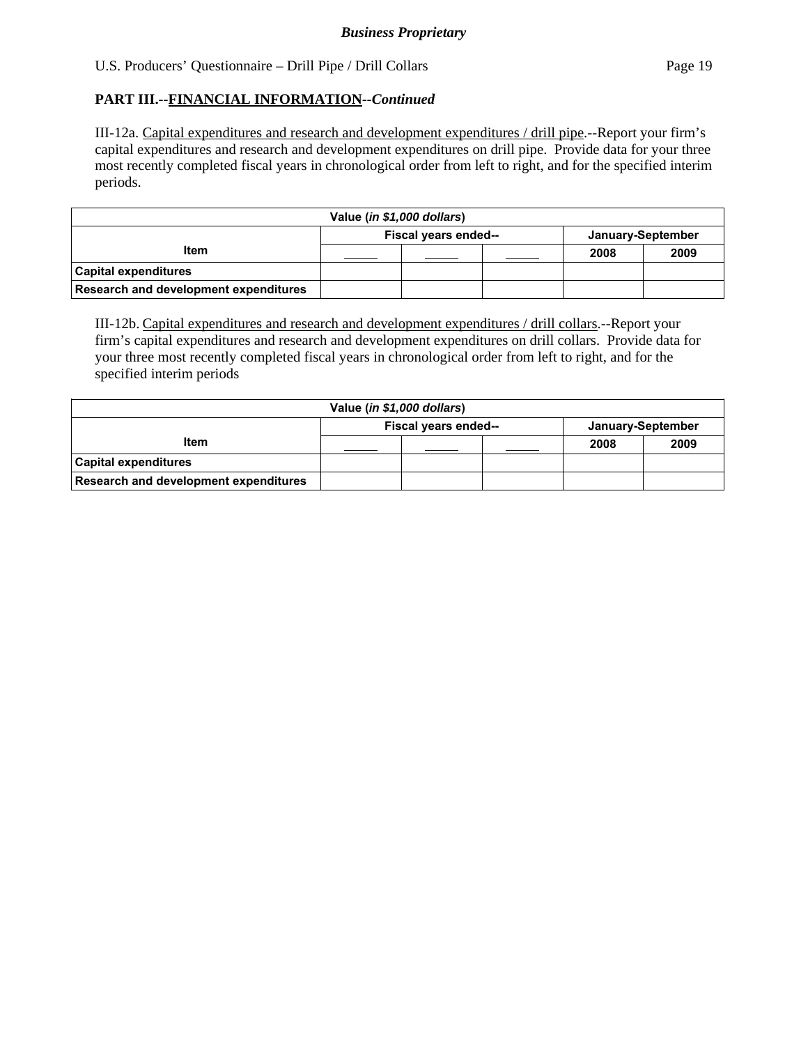**PART III.--FINANCIAL INFORMATION--*Continued***

III-12a. Capital expenditures and research and development expenditures / drill pipe.--Report your firm's capital expenditures and research and development expenditures on drill pipe. Provide data for your three most recently completed fiscal years in chronological order from left to right, and for the specified interim periods.

| Value (*in $1,000 dollars*) | | | | | |
|---|---|---|---|---|---|
| Item | Fiscal years ended-- | | | January-September | |
| | _____ | _____ | _____ | 2008 | 2009 |
| **Capital expenditures** | | | | | |
| **Research and development expenditures** | | | | | |

III-12b. Capital expenditures and research and development expenditures / drill collars.--Report your firm's capital expenditures and research and development expenditures on drill collars. Provide data for your three most recently completed fiscal years in chronological order from left to right, and for the specified interim periods

| Value (*in $1,000 dollars*) | | | | | |
|---|---|---|---|---|---|
| Item | Fiscal years ended-- | | | January-September | |
| | _____ | _____ | _____ | 2008 | 2009 |
| **Capital expenditures** | | | | | |
| **Research and development expenditures** | | | | | |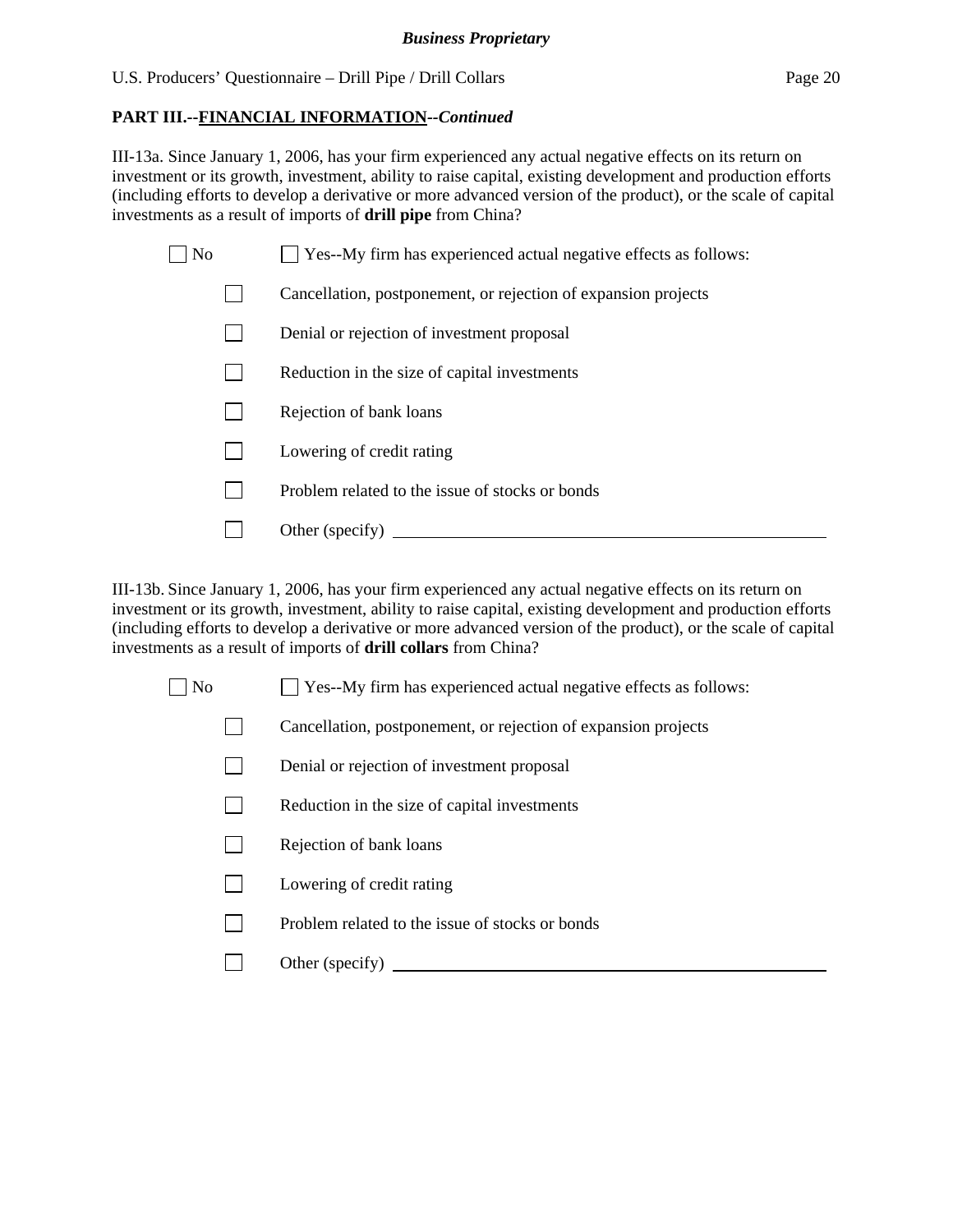**PART III.--FINANCIAL INFORMATION--*Continued***

III-13a. Since January 1, 2006, has your firm experienced any actual negative effects on its return on investment or its growth, investment, ability to raise capital, existing development and production efforts (including efforts to develop a derivative or more advanced version of the product), or the scale of capital investments as a result of imports of **drill pipe** from China?

☐ No ☐ Yes--My firm has experienced actual negative effects as follows:

- ☐ Cancellation, postponement, or rejection of expansion projects
- ☐ Denial or rejection of investment proposal
- ☐ Reduction in the size of capital investments
- ☐ Rejection of bank loans
- ☐ Lowering of credit rating
- ☐ Problem related to the issue of stocks or bonds
- ☐ Other (specify) ______________________________

III-13b. Since January 1, 2006, has your firm experienced any actual negative effects on its return on investment or its growth, investment, ability to raise capital, existing development and production efforts (including efforts to develop a derivative or more advanced version of the product), or the scale of capital investments as a result of imports of **drill collars** from China?

☐ No ☐ Yes--My firm has experienced actual negative effects as follows:

- ☐ Cancellation, postponement, or rejection of expansion projects
- ☐ Denial or rejection of investment proposal
- ☐ Reduction in the size of capital investments
- ☐ Rejection of bank loans
- ☐ Lowering of credit rating
- ☐ Problem related to the issue of stocks or bonds
- ☐ Other (specify) ______________________________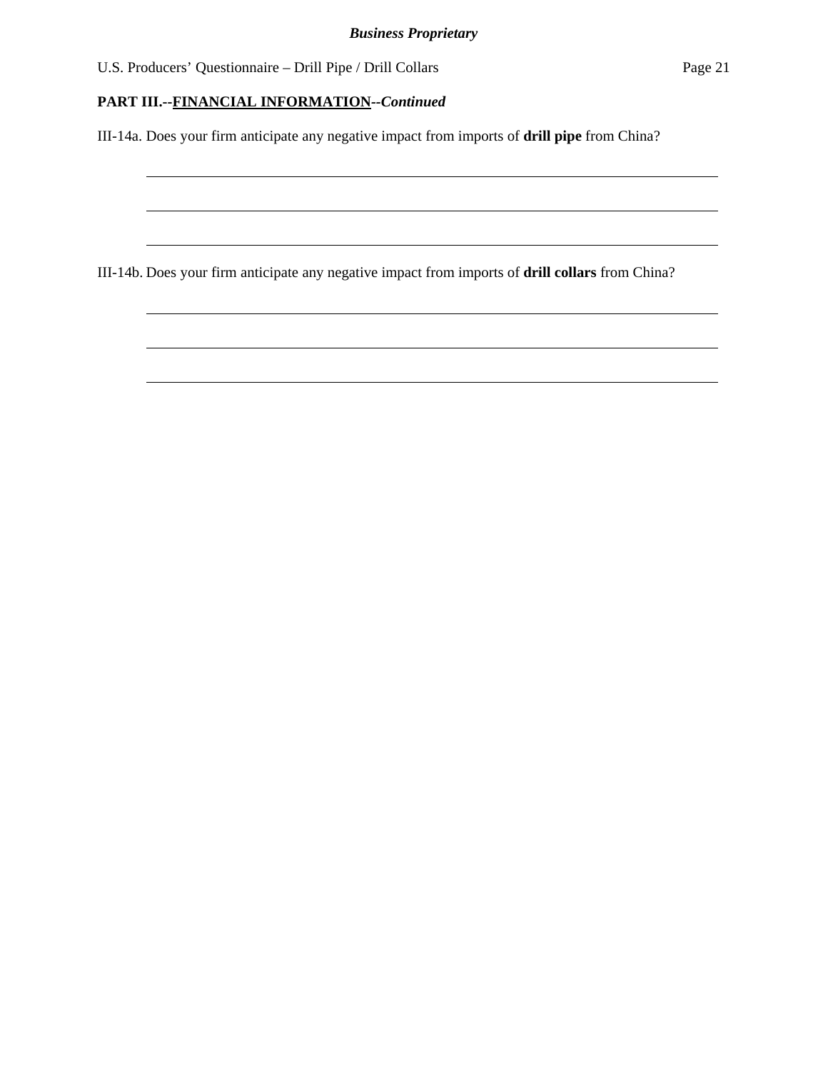**PART III.--FINANCIAL INFORMATION--*Continued***

III-14a. Does your firm anticipate any negative impact from imports of **drill pipe** from China?

\_\_\_\_\_\_\_\_\_\_\_\_\_\_\_\_\_\_\_\_\_\_\_\_\_\_\_\_\_\_\_\_\_\_\_\_\_\_\_\_\_\_\_\_\_\_\_\_\_\_\_\_\_\_\_\_\_\_\_\_\_\_\_\_\_\_\_\_\_\_\_\_

\_\_\_\_\_\_\_\_\_\_\_\_\_\_\_\_\_\_\_\_\_\_\_\_\_\_\_\_\_\_\_\_\_\_\_\_\_\_\_\_\_\_\_\_\_\_\_\_\_\_\_\_\_\_\_\_\_\_\_\_\_\_\_\_\_\_\_\_\_\_\_\_

\_\_\_\_\_\_\_\_\_\_\_\_\_\_\_\_\_\_\_\_\_\_\_\_\_\_\_\_\_\_\_\_\_\_\_\_\_\_\_\_\_\_\_\_\_\_\_\_\_\_\_\_\_\_\_\_\_\_\_\_\_\_\_\_\_\_\_\_\_\_\_\_

III-14b. Does your firm anticipate any negative impact from imports of **drill collars** from China?

\_\_\_\_\_\_\_\_\_\_\_\_\_\_\_\_\_\_\_\_\_\_\_\_\_\_\_\_\_\_\_\_\_\_\_\_\_\_\_\_\_\_\_\_\_\_\_\_\_\_\_\_\_\_\_\_\_\_\_\_\_\_\_\_\_\_\_\_\_\_\_\_

\_\_\_\_\_\_\_\_\_\_\_\_\_\_\_\_\_\_\_\_\_\_\_\_\_\_\_\_\_\_\_\_\_\_\_\_\_\_\_\_\_\_\_\_\_\_\_\_\_\_\_\_\_\_\_\_\_\_\_\_\_\_\_\_\_\_\_\_\_\_\_\_

\_\_\_\_\_\_\_\_\_\_\_\_\_\_\_\_\_\_\_\_\_\_\_\_\_\_\_\_\_\_\_\_\_\_\_\_\_\_\_\_\_\_\_\_\_\_\_\_\_\_\_\_\_\_\_\_\_\_\_\_\_\_\_\_\_\_\_\_\_\_\_\_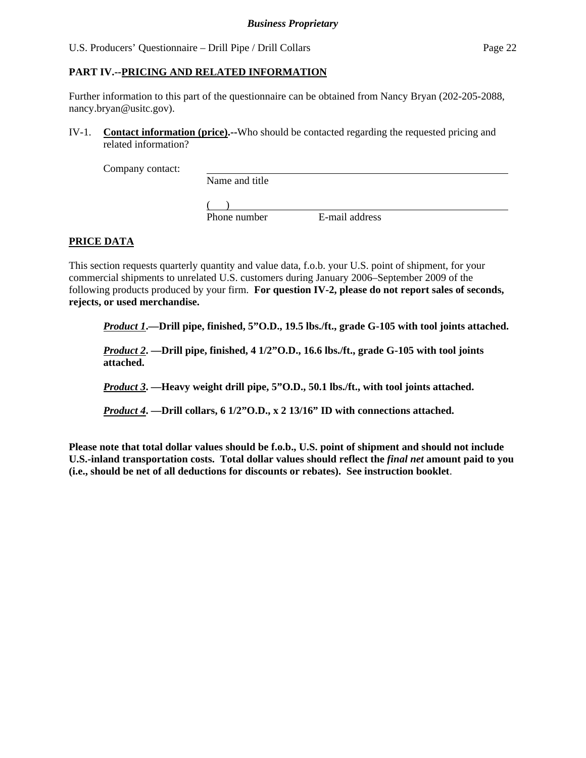## PART IV.--PRICING AND RELATED INFORMATION

Further information to this part of the questionnaire can be obtained from Nancy Bryan (202-205-2088, nancy.bryan@usitc.gov).

IV-1. **Contact information (price).--**Who should be contacted regarding the requested pricing and related information?

Company contact: \_\_\_\_\_\_\_\_\_\_\_\_\_\_\_\_\_\_\_\_\_\_\_\_\_\_\_\_\_\_\_\_\_\_\_\_\_\_\_\_\_\_\_\_\_\_\_\_
Name and title

(    ) \_\_\_\_\_\_\_\_\_\_\_\_\_\_\_\_\_\_\_\_\_\_\_\_\_\_\_\_\_\_\_\_\_\_\_\_\_\_\_\_\_\_\_\_\_\_\_\_
Phone number                E-mail address

**PRICE DATA**

This section requests quarterly quantity and value data, f.o.b. your U.S. point of shipment, for your commercial shipments to unrelated U.S. customers during January 2006–September 2009 of the following products produced by your firm. **For question IV-2, please do not report sales of seconds, rejects, or used merchandise.**

***Product 1*.—Drill pipe, finished, 5”O.D., 19.5 lbs./ft., grade G-105 with tool joints attached.**

***Product 2*. —Drill pipe, finished, 4 1/2”O.D., 16.6 lbs./ft., grade G-105 with tool joints attached.**

***Product 3*. —Heavy weight drill pipe, 5”O.D., 50.1 lbs./ft., with tool joints attached.**

***Product 4*. —Drill collars, 6 1/2”O.D., x 2 13/16” ID with connections attached.**

**Please note that total dollar values should be f.o.b., U.S. point of shipment and should not include U.S.-inland transportation costs. Total dollar values should reflect the *final net* amount paid to you (i.e., should be net of all deductions for discounts or rebates). See instruction booklet**.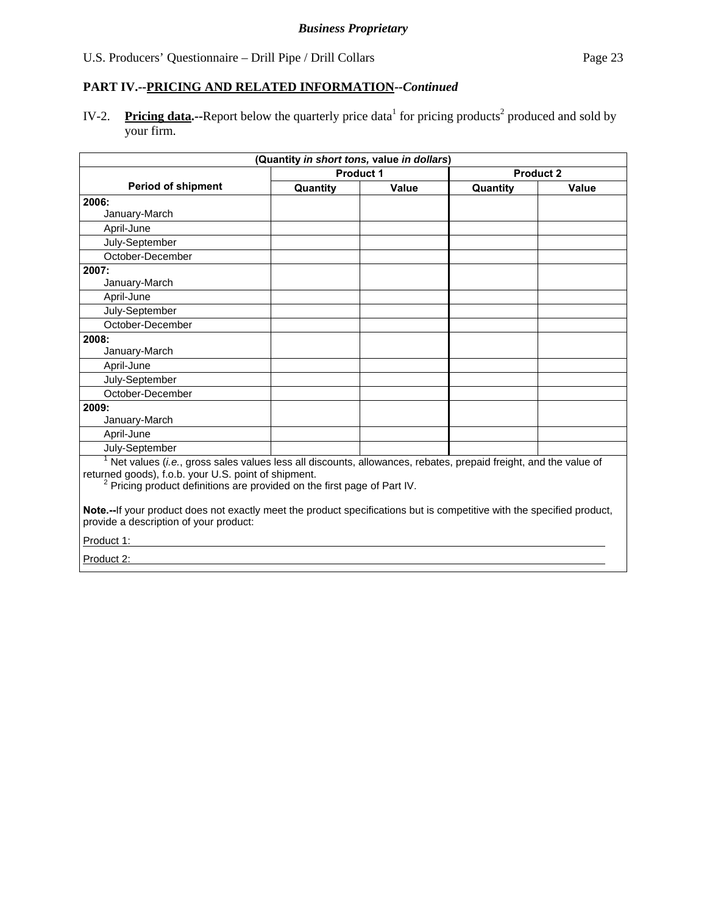**Business Proprietary**

## PART IV.--PRICING AND RELATED INFORMATION--*Continued*

IV-2. **Pricing data.--**Report below the quarterly price data[1] for pricing products[2] produced and sold by your firm.

| (Quantity *in short tons,* value *in dollars*) | | | | |
|---|---|---|---|---|
| Period of shipment | Product 1 | | Product 2 | |
| | Quantity | Value | Quantity | Value |
| **2006:** January-March | | | | |
| April-June | | | | |
| July-September | | | | |
| October-December | | | | |
| **2007:** January-March | | | | |
| April-June | | | | |
| July-September | | | | |
| October-December | | | | |
| **2008:** January-March | | | | |
| April-June | | | | |
| July-September | | | | |
| October-December | | | | |
| **2009:** January-March | | | | |
| April-June | | | | |
| July-September | | | | |

[1] Net values (*i.e.*, gross sales values less all discounts, allowances, rebates, prepaid freight, and the value of returned goods), f.o.b. your U.S. point of shipment.

[2] Pricing product definitions are provided on the first page of Part IV.

**Note.--**If your product does not exactly meet the product specifications but is competitive with the specified product, provide a description of your product:

Product 1: ______________________________

Product 2: ______________________________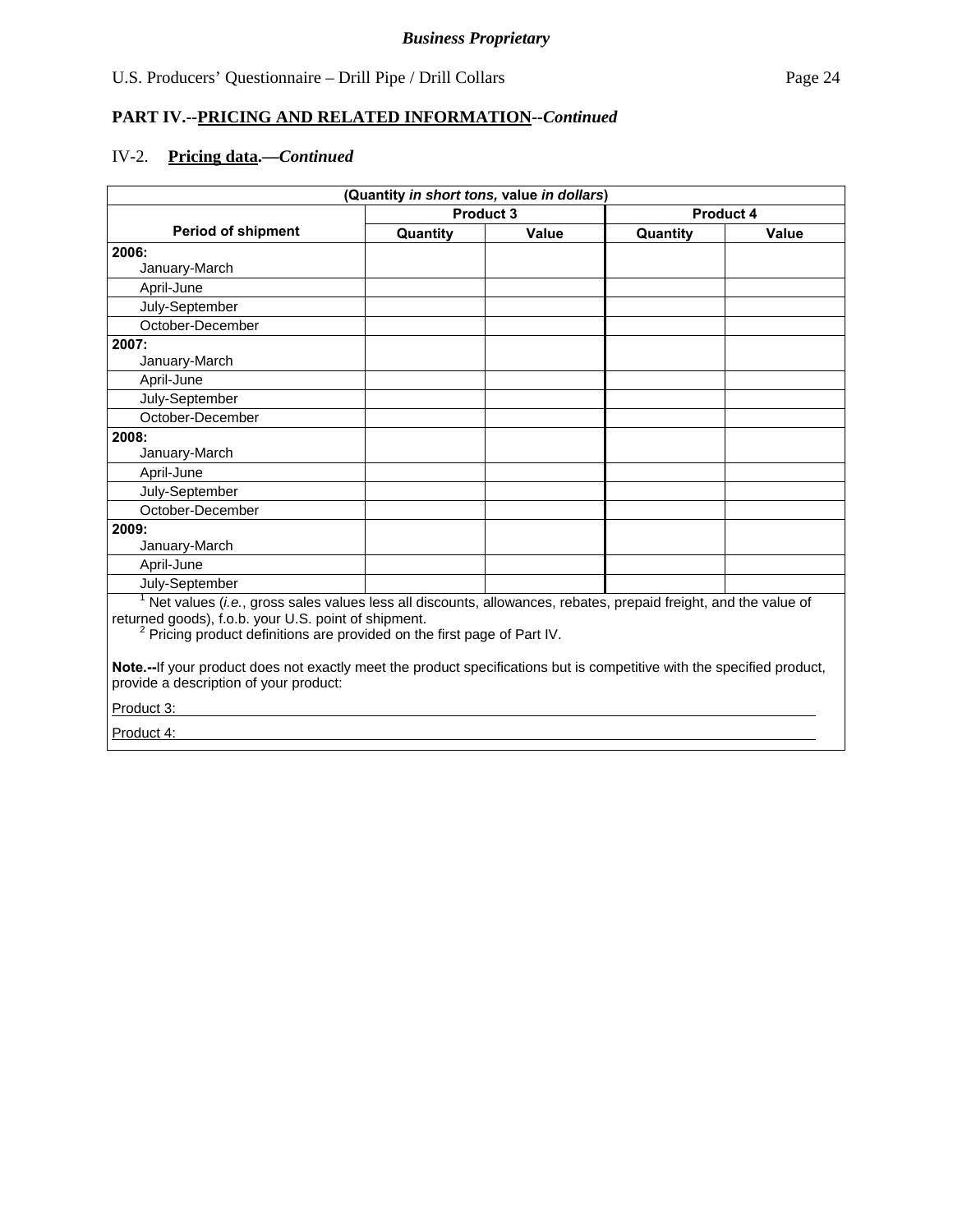## PART IV.--PRICING AND RELATED INFORMATION--*Continued*

IV-2. **Pricing data.—*Continued***

| (Quantity *in short tons,* value *in dollars*) | | | | |
|---|---|---|---|---|
| Period of shipment | Product 3 | | Product 4 | |
| | Quantity | Value | Quantity | Value |
| **2006:** January-March | | | | |
| April-June | | | | |
| July-September | | | | |
| October-December | | | | |
| **2007:** January-March | | | | |
| April-June | | | | |
| July-September | | | | |
| October-December | | | | |
| **2008:** January-March | | | | |
| April-June | | | | |
| July-September | | | | |
| October-December | | | | |
| **2009:** January-March | | | | |
| April-June | | | | |
| July-September | | | | |

[1] Net values (*i.e.*, gross sales values less all discounts, allowances, rebates, prepaid freight, and the value of returned goods), f.o.b. your U.S. point of shipment.

[2] Pricing product definitions are provided on the first page of Part IV.

**Note.--**If your product does not exactly meet the product specifications but is competitive with the specified product, provide a description of your product:

Product 3: ______________________________________________________________

Product 4: ______________________________________________________________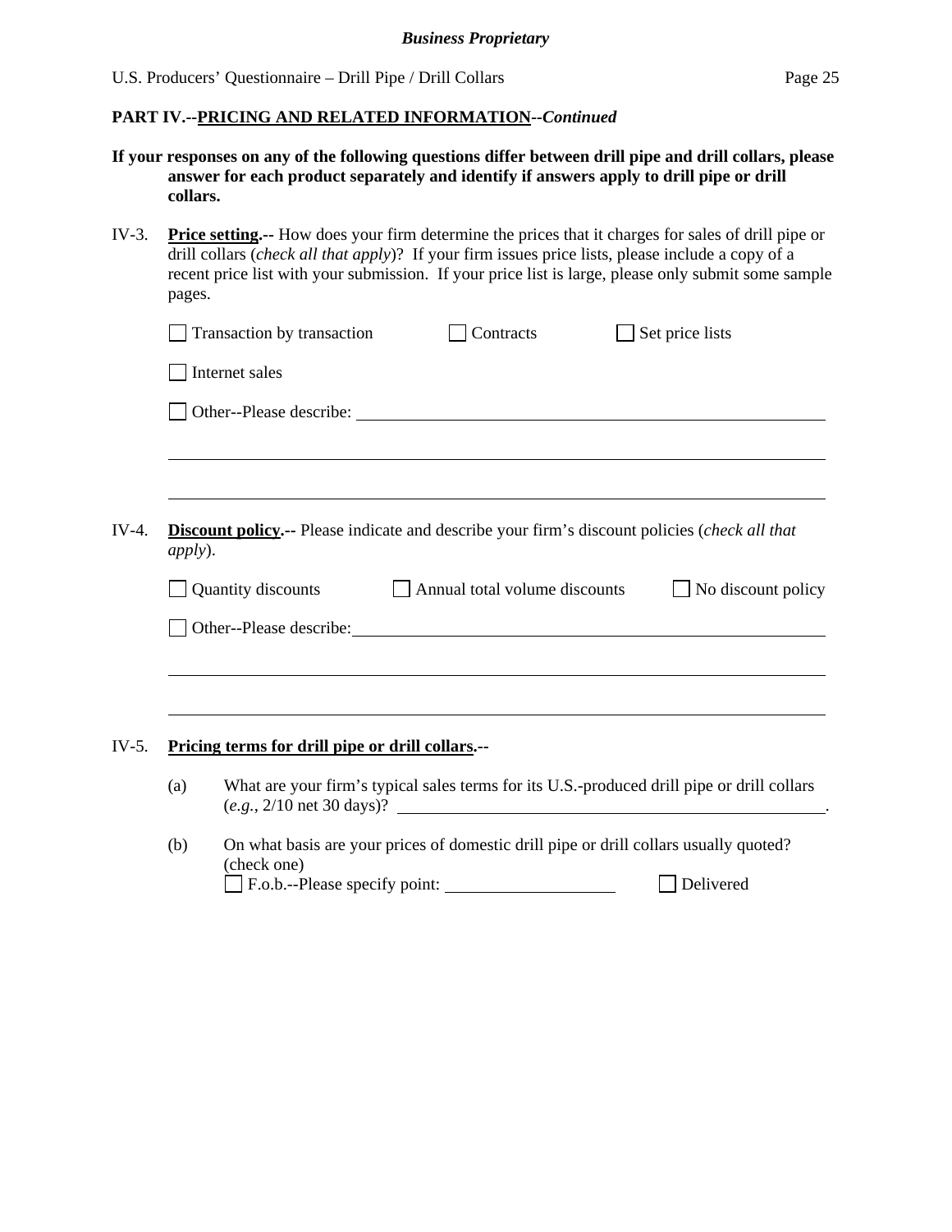**PART IV.--PRICING AND RELATED INFORMATION--*Continued***

**If your responses on any of the following questions differ between drill pipe and drill collars, please answer for each product separately and identify if answers apply to drill pipe or drill collars.**

IV-3. **Price setting.--** How does your firm determine the prices that it charges for sales of drill pipe or drill collars (*check all that apply*)? If your firm issues price lists, please include a copy of a recent price list with your submission. If your price list is large, please only submit some sample pages.

☐ Transaction by transaction ☐ Contracts ☐ Set price lists

☐ Internet sales

☐ Other--Please describe: ______________________________________________

______________________________________________

______________________________________________

IV-4. **Discount policy.--** Please indicate and describe your firm's discount policies (*check all that apply*).

☐ Quantity discounts ☐ Annual total volume discounts ☐ No discount policy

☐ Other--Please describe: ______________________________________________

______________________________________________

______________________________________________

IV-5. **Pricing terms for drill pipe or drill collars.--**

(a) What are your firm's typical sales terms for its U.S.-produced drill pipe or drill collars (*e.g.*, 2/10 net 30 days)? ______________________________________________.

(b) On what basis are your prices of domestic drill pipe or drill collars usually quoted? (check one)

☐ F.o.b.--Please specify point: ____________________ ☐ Delivered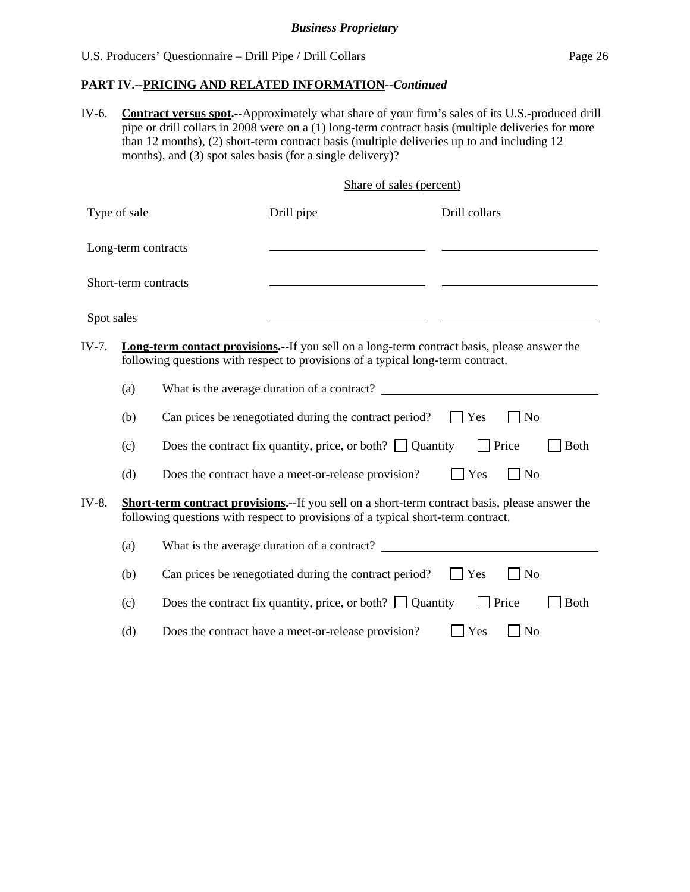**PART IV.--PRICING AND RELATED INFORMATION--*Continued***

IV-6. **Contract versus spot.--**Approximately what share of your firm's sales of its U.S.-produced drill pipe or drill collars in 2008 were on a (1) long-term contract basis (multiple deliveries for more than 12 months), (2) short-term contract basis (multiple deliveries up to and including 12 months), and (3) spot sales basis (for a single delivery)?

| Type of sale | Share of sales (percent) | |
|---|---|---|
| | Drill pipe | Drill collars |
| Long-term contracts | ________________ | ________________ |
| Short-term contracts | ________________ | ________________ |
| Spot sales | ________________ | ________________ |

IV-7. **Long-term contact provisions.--**If you sell on a long-term contract basis, please answer the following questions with respect to provisions of a typical long-term contract.

(a) What is the average duration of a contract? ________________

(b) Can prices be renegotiated during the contract period? ☐ Yes ☐ No

(c) Does the contract fix quantity, price, or both? ☐ Quantity ☐ Price ☐ Both

(d) Does the contract have a meet-or-release provision? ☐ Yes ☐ No

IV-8. **Short-term contract provisions.--**If you sell on a short-term contract basis, please answer the following questions with respect to provisions of a typical short-term contract.

(a) What is the average duration of a contract? ________________

(b) Can prices be renegotiated during the contract period? ☐ Yes ☐ No

(c) Does the contract fix quantity, price, or both? ☐ Quantity ☐ Price ☐ Both

(d) Does the contract have a meet-or-release provision? ☐ Yes ☐ No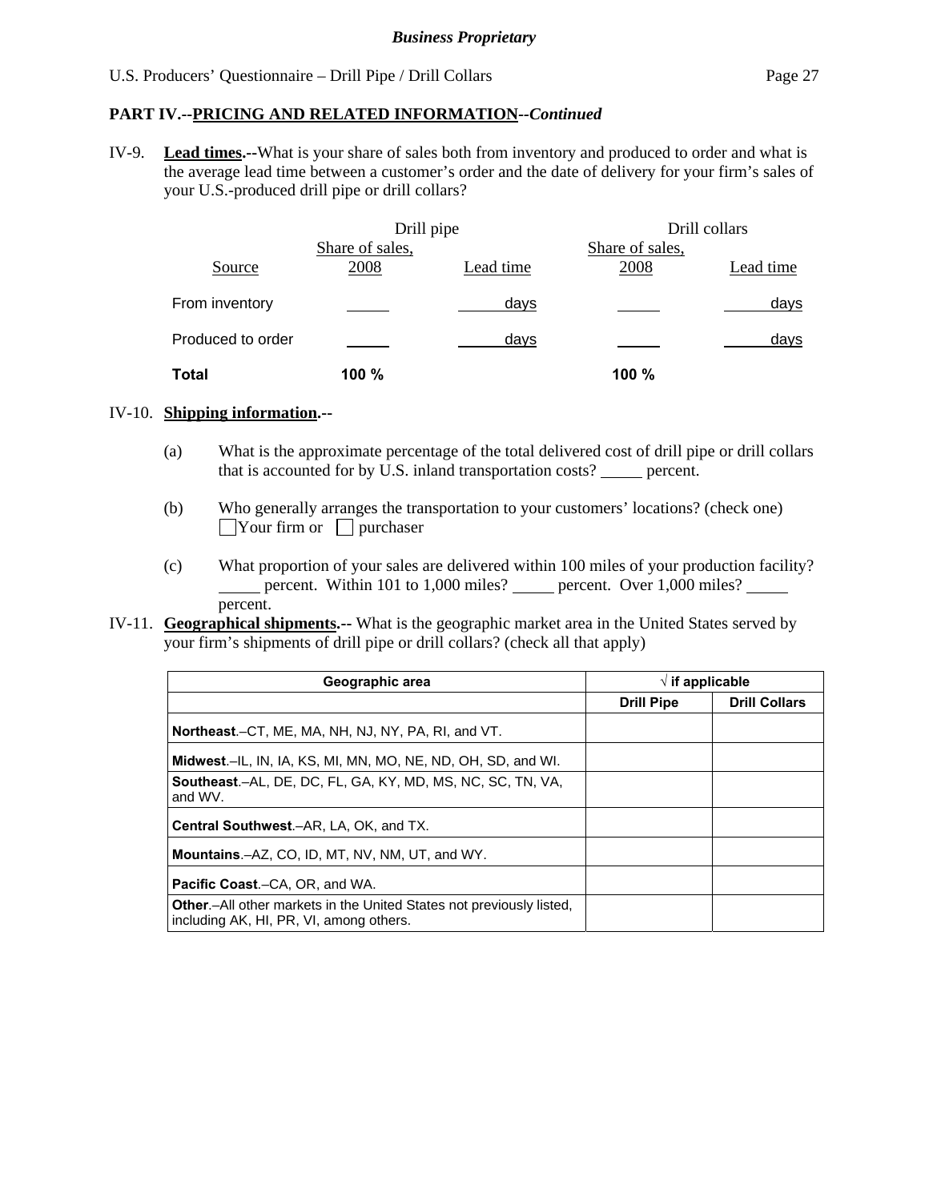**PART IV.--PRICING AND RELATED INFORMATION--*Continued***

IV-9. **Lead times.--**What is your share of sales both from inventory and produced to order and what is the average lead time between a customer's order and the date of delivery for your firm's sales of your U.S.-produced drill pipe or drill collars?

| | Drill pipe | | Drill collars | |
|---|---|---|---|---|
| Source | Share of sales, 2008 | Lead time | Share of sales, 2008 | Lead time |
| From inventory | _____ | _____ days | _____ | _____ days |
| Produced to order | _____ | _____ days | _____ | _____ days |
| **Total** | **100 %** | | **100 %** | |

IV-10. **Shipping information.--**

(a) What is the approximate percentage of the total delivered cost of drill pipe or drill collars that is accounted for by U.S. inland transportation costs? _____ percent.

(b) Who generally arranges the transportation to your customers' locations? (check one)
☐ Your firm or ☐ purchaser

(c) What proportion of your sales are delivered within 100 miles of your production facility? _____ percent. Within 101 to 1,000 miles? _____ percent. Over 1,000 miles? _____ percent.

IV-11. **Geographical shipments.--** What is the geographic market area in the United States served by your firm's shipments of drill pipe or drill collars? (check all that apply)

| Geographic area | √ if applicable | |
|---|---|---|
| | **Drill Pipe** | **Drill Collars** |
| **Northeast**.–CT, ME, MA, NH, NJ, NY, PA, RI, and VT. | | |
| **Midwest**.–IL, IN, IA, KS, MI, MN, MO, NE, ND, OH, SD, and WI. | | |
| **Southeast**.–AL, DE, DC, FL, GA, KY, MD, MS, NC, SC, TN, VA, and WV. | | |
| **Central Southwest**.–AR, LA, OK, and TX. | | |
| **Mountains**.–AZ, CO, ID, MT, NV, NM, UT, and WY. | | |
| **Pacific Coast**.–CA, OR, and WA. | | |
| **Other**.–All other markets in the United States not previously listed, including AK, HI, PR, VI, among others. | | |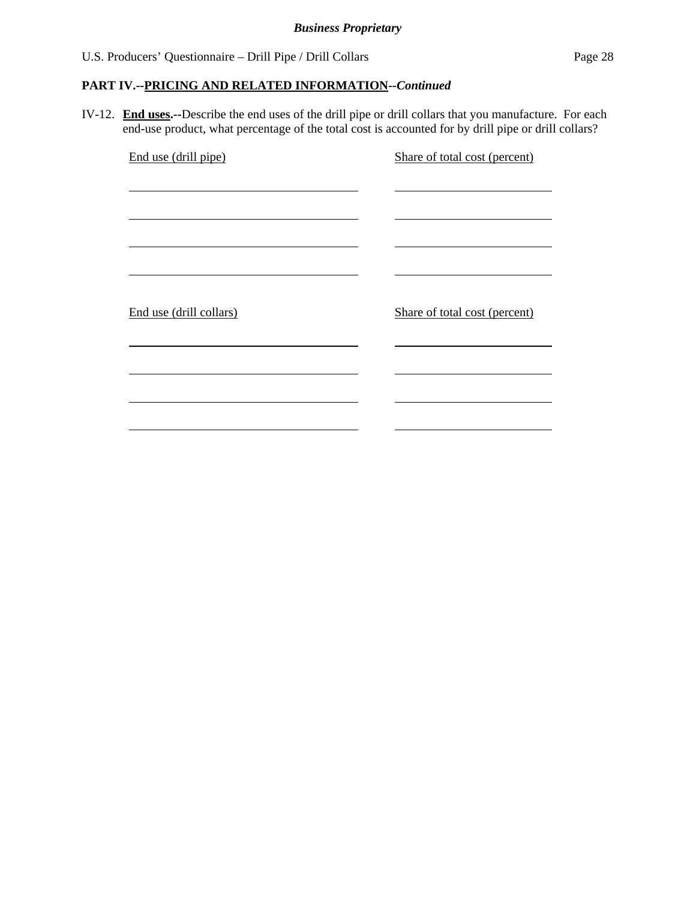## PART IV.--PRICING AND RELATED INFORMATION--*Continued*

IV-12. **End uses.--**Describe the end uses of the drill pipe or drill collars that you manufacture. For each end-use product, what percentage of the total cost is accounted for by drill pipe or drill collars?

| End use (drill pipe) | Share of total cost (percent) |
|---|---|
| | |
| | |
| | |
| | |

| End use (drill collars) | Share of total cost (percent) |
|---|---|
| | |
| | |
| | |
| | |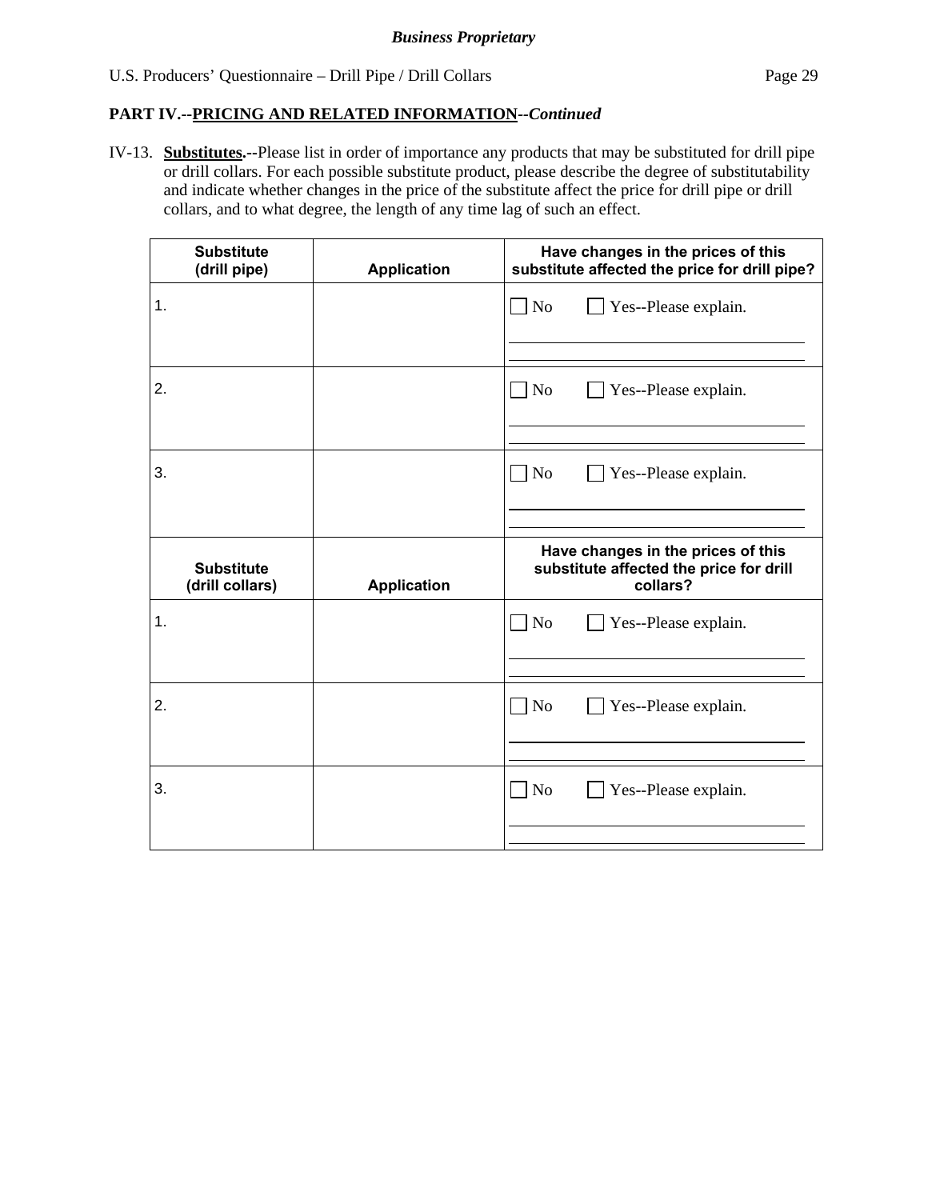*Business Proprietary*

**PART IV.--PRICING AND RELATED INFORMATION--*Continued***

IV-13. **Substitutes.--**Please list in order of importance any products that may be substituted for drill pipe or drill collars. For each possible substitute product, please describe the degree of substitutability and indicate whether changes in the price of the substitute affect the price for drill pipe or drill collars, and to what degree, the length of any time lag of such an effect.

| Substitute (drill pipe) | Application | Have changes in the prices of this substitute affected the price for drill pipe? |
|---|---|---|
| 1. | | ☐ No ☐ Yes--Please explain. |
| 2. | | ☐ No ☐ Yes--Please explain. |
| 3. | | ☐ No ☐ Yes--Please explain. |
| **Substitute (drill collars)** | **Application** | **Have changes in the prices of this substitute affected the price for drill collars?** |
| 1. | | ☐ No ☐ Yes--Please explain. |
| 2. | | ☐ No ☐ Yes--Please explain. |
| 3. | | ☐ No ☐ Yes--Please explain. |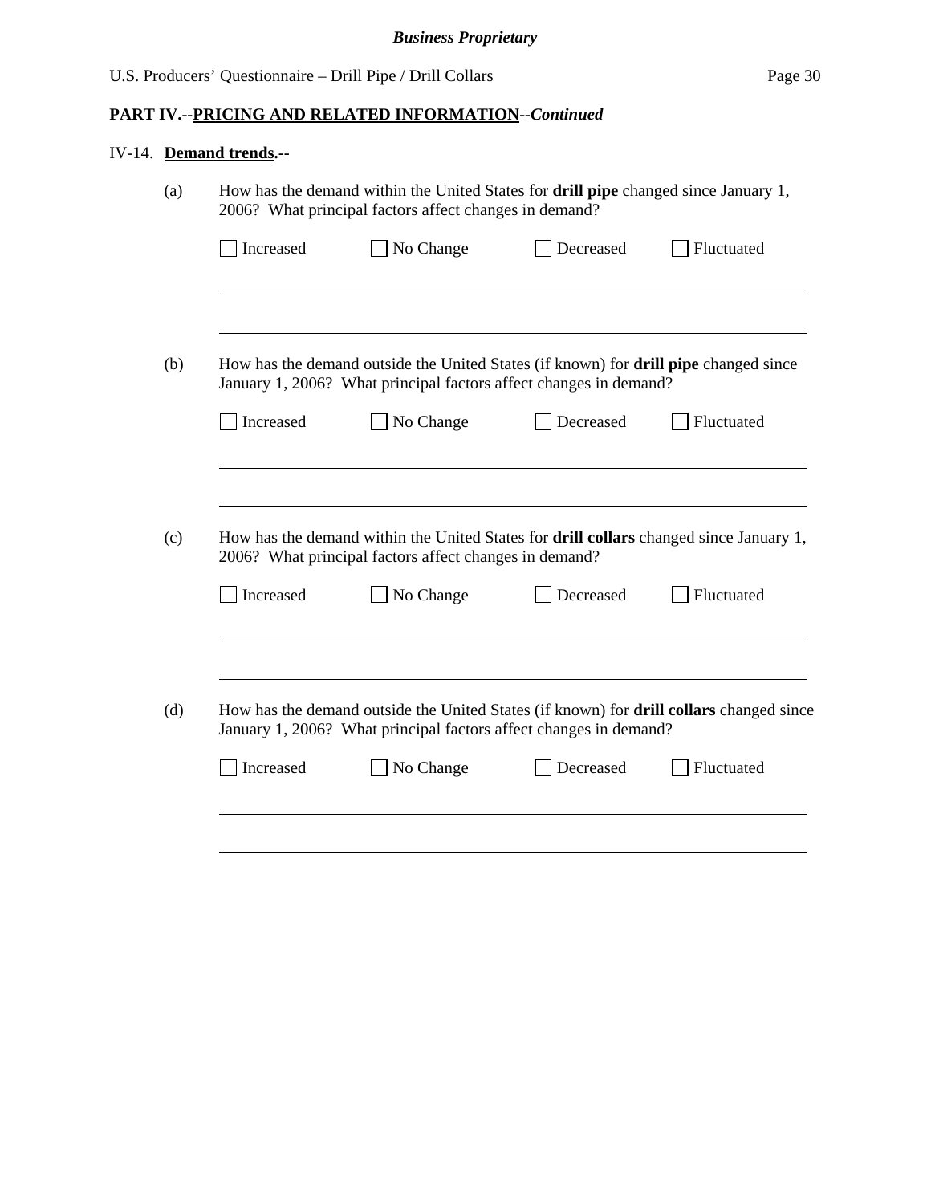**PART IV.--PRICING AND RELATED INFORMATION--*Continued***

IV-14. **Demand trends.--**

(a) How has the demand within the United States for **drill pipe** changed since January 1, 2006? What principal factors affect changes in demand?

☐ Increased ☐ No Change ☐ Decreased ☐ Fluctuated

______________________________________________________________________

______________________________________________________________________

(b) How has the demand outside the United States (if known) for **drill pipe** changed since January 1, 2006? What principal factors affect changes in demand?

☐ Increased ☐ No Change ☐ Decreased ☐ Fluctuated

______________________________________________________________________

______________________________________________________________________

(c) How has the demand within the United States for **drill collars** changed since January 1, 2006? What principal factors affect changes in demand?

☐ Increased ☐ No Change ☐ Decreased ☐ Fluctuated

______________________________________________________________________

______________________________________________________________________

(d) How has the demand outside the United States (if known) for **drill collars** changed since January 1, 2006? What principal factors affect changes in demand?

☐ Increased ☐ No Change ☐ Decreased ☐ Fluctuated

______________________________________________________________________

______________________________________________________________________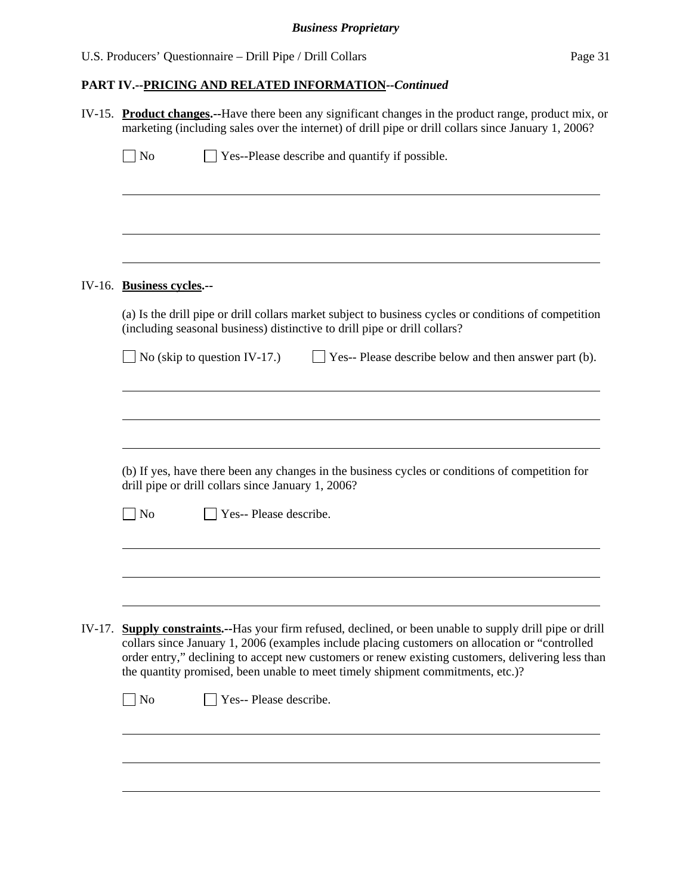**PART IV.--PRICING AND RELATED INFORMATION--*Continued***

IV-15. **Product changes.--**Have there been any significant changes in the product range, product mix, or marketing (including sales over the internet) of drill pipe or drill collars since January 1, 2006?

☐ No ☐ Yes--Please describe and quantify if possible.

IV-16. **Business cycles.--**

(a) Is the drill pipe or drill collars market subject to business cycles or conditions of competition (including seasonal business) distinctive to drill pipe or drill collars?

☐ No (skip to question IV-17.) ☐ Yes-- Please describe below and then answer part (b).

(b) If yes, have there been any changes in the business cycles or conditions of competition for drill pipe or drill collars since January 1, 2006?

☐ No ☐ Yes-- Please describe.

IV-17. **Supply constraints.--**Has your firm refused, declined, or been unable to supply drill pipe or drill collars since January 1, 2006 (examples include placing customers on allocation or "controlled order entry," declining to accept new customers or renew existing customers, delivering less than the quantity promised, been unable to meet timely shipment commitments, etc.)?

☐ No ☐ Yes-- Please describe.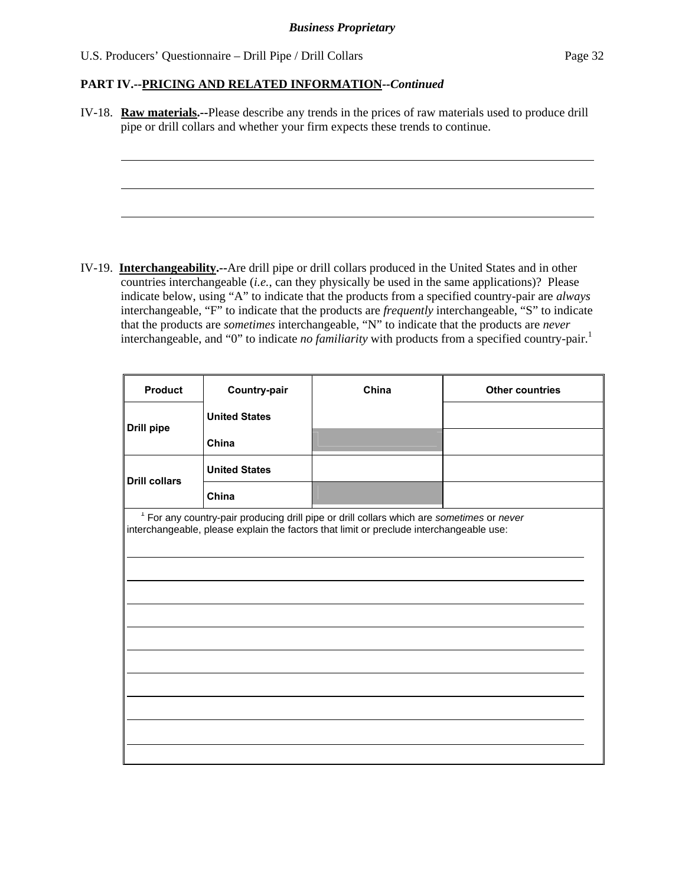**Business Proprietary**

U.S. Producers' Questionnaire – Drill Pipe / Drill Collars

## PART IV.--PRICING AND RELATED INFORMATION--*Continued*

IV-18. **Raw materials.**--Please describe any trends in the prices of raw materials used to produce drill pipe or drill collars and whether your firm expects these trends to continue.

IV-19. **Interchangeability.**--Are drill pipe or drill collars produced in the United States and in other countries interchangeable (*i.e.*, can they physically be used in the same applications)? Please indicate below, using "A" to indicate that the products from a specified country-pair are *always* interchangeable, "F" to indicate that the products are *frequently* interchangeable, "S" to indicate that the products are *sometimes* interchangeable, "N" to indicate that the products are *never* interchangeable, and "0" to indicate *no familiarity* with products from a specified country-pair.[1]

| Product | Country-pair | China | Other countries |
|---|---|---|---|
| Drill pipe | United States | | |
| | China | | |
| Drill collars | United States | | |
| | China | | |

[1] For any country-pair producing drill pipe or drill collars which are *sometimes* or *never* interchangeable, please explain the factors that limit or preclude interchangeable use: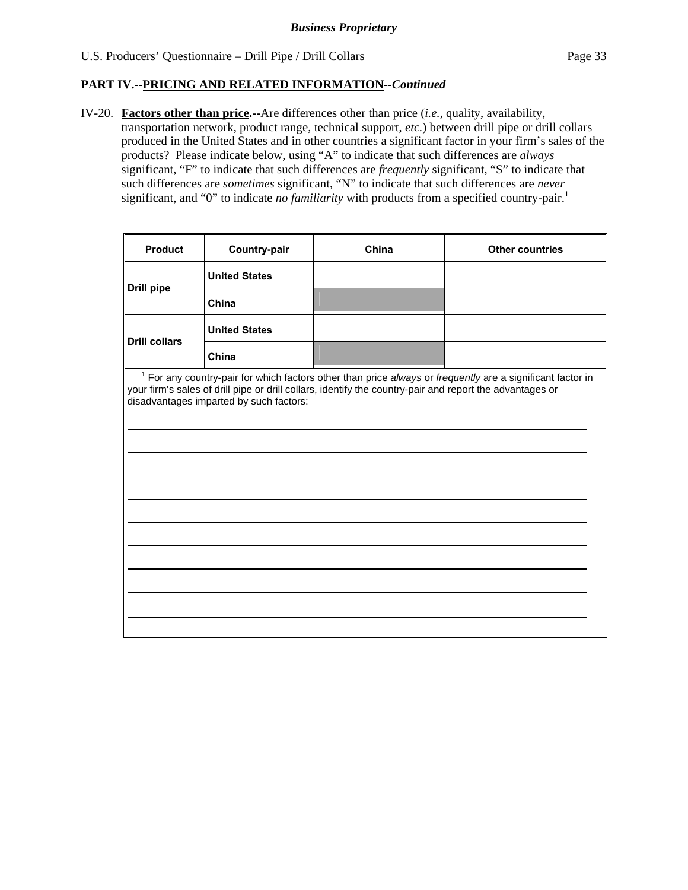*Business Proprietary*

## PART IV.--PRICING AND RELATED INFORMATION--*Continued*

IV-20. **Factors other than price.--**Are differences other than price (*i.e.*, quality, availability, transportation network, product range, technical support, *etc.*) between drill pipe or drill collars produced in the United States and in other countries a significant factor in your firm's sales of the products? Please indicate below, using "A" to indicate that such differences are *always* significant, "F" to indicate that such differences are *frequently* significant, "S" to indicate that such differences are *sometimes* significant, "N" to indicate that such differences are *never* significant, and "0" to indicate *no familiarity* with products from a specified country-pair.[1]

| Product | Country-pair | China | Other countries |
|---|---|---|---|
| Drill pipe | United States | | |
| | China | | |
| Drill collars | United States | | |
| | China | | |

[1] For any country-pair for which factors other than price *always* or *frequently* are a significant factor in your firm's sales of drill pipe or drill collars, identify the country-pair and report the advantages or disadvantages imparted by such factors: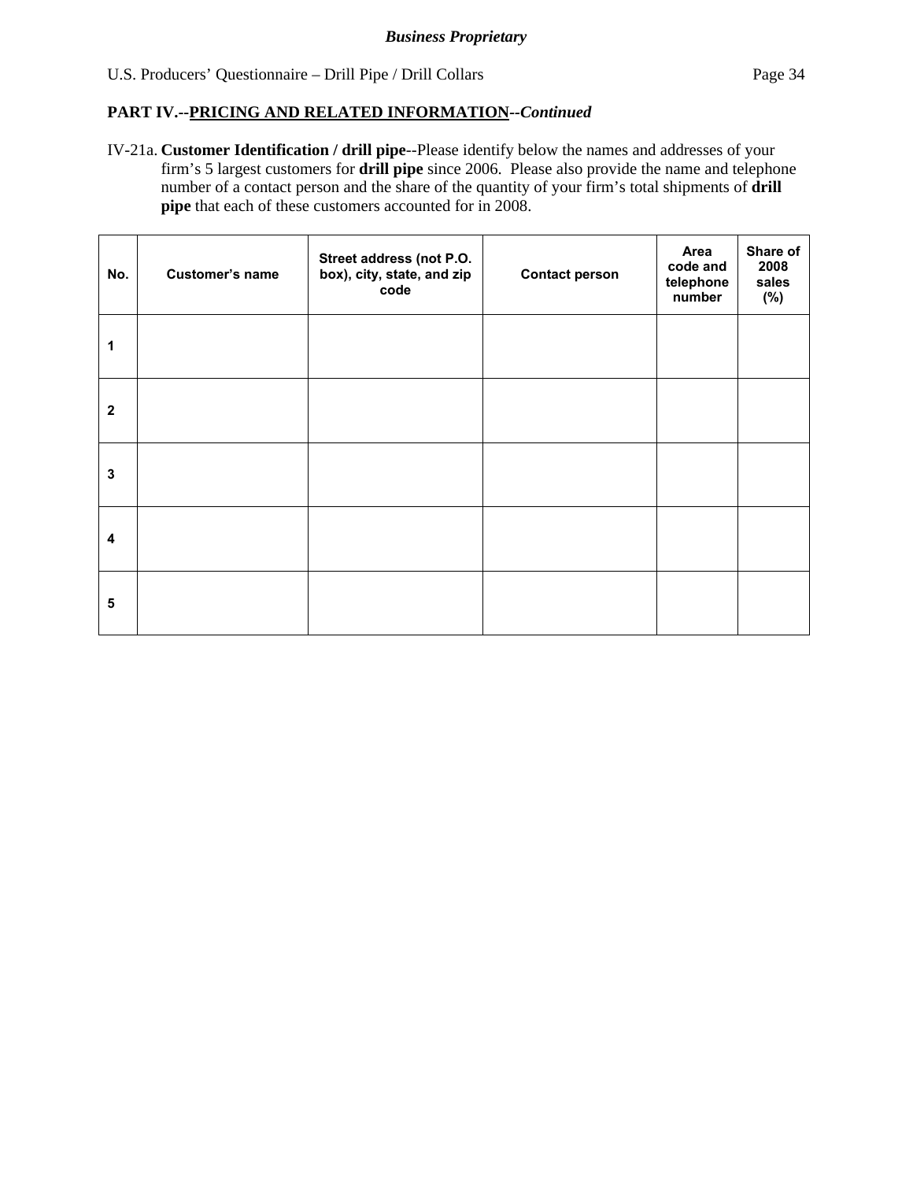**PART IV.--PRICING AND RELATED INFORMATION--*Continued***

IV-21a. **Customer Identification / drill pipe**--Please identify below the names and addresses of your firm's 5 largest customers for **drill pipe** since 2006. Please also provide the name and telephone number of a contact person and the share of the quantity of your firm's total shipments of **drill pipe** that each of these customers accounted for in 2008.

| No. | Customer's name | Street address (not P.O. box), city, state, and zip code | Contact person | Area code and telephone number | Share of 2008 sales (%) |
|---|---|---|---|---|---|
| 1 | | | | | |
| 2 | | | | | |
| 3 | | | | | |
| 4 | | | | | |
| 5 | | | | | |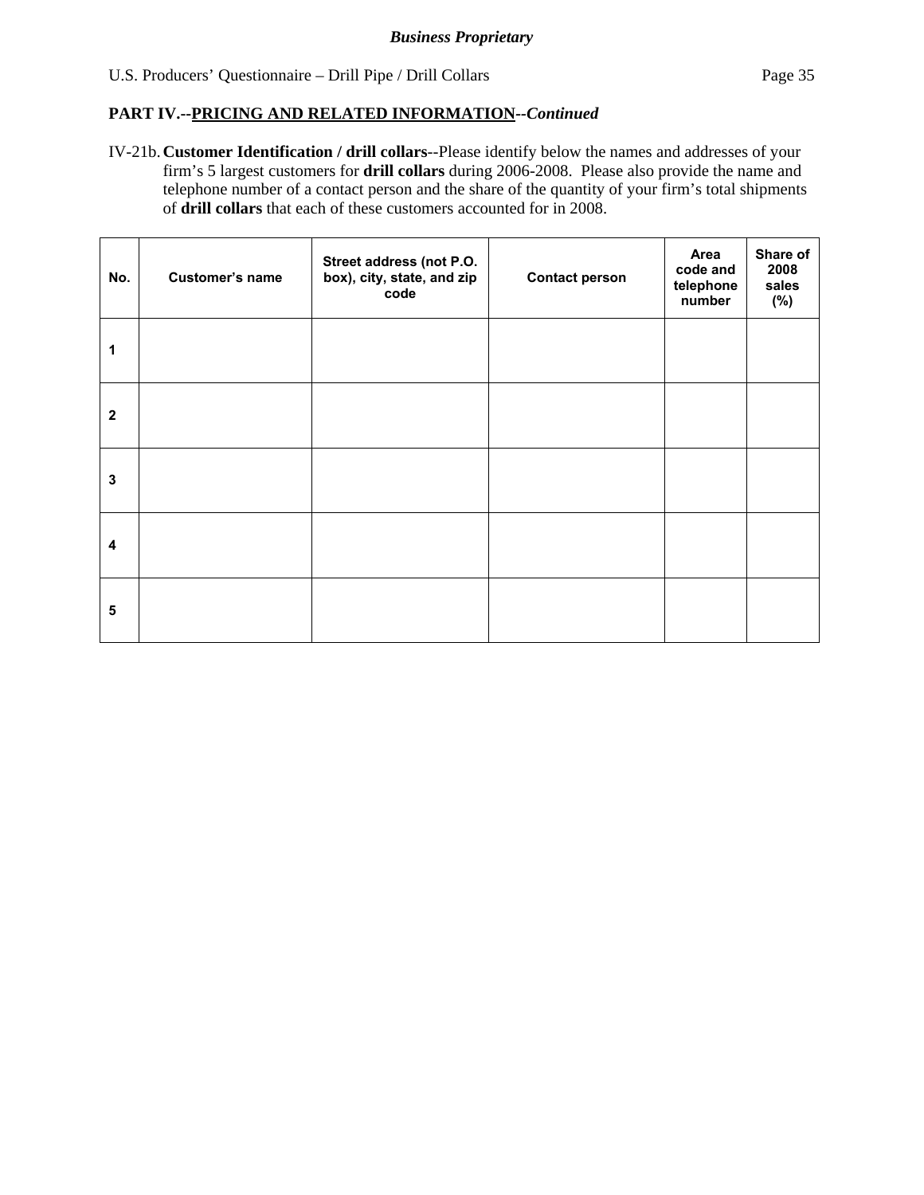*Business Proprietary*

**PART IV.--PRICING AND RELATED INFORMATION--*Continued***

IV-21b. **Customer Identification / drill collars**--Please identify below the names and addresses of your firm's 5 largest customers for **drill collars** during 2006-2008. Please also provide the name and telephone number of a contact person and the share of the quantity of your firm's total shipments of **drill collars** that each of these customers accounted for in 2008.

| No. | Customer's name | Street address (not P.O. box), city, state, and zip code | Contact person | Area code and telephone number | Share of 2008 sales (%) |
|---|---|---|---|---|---|
| 1 | | | | | |
| 2 | | | | | |
| 3 | | | | | |
| 4 | | | | | |
| 5 | | | | | |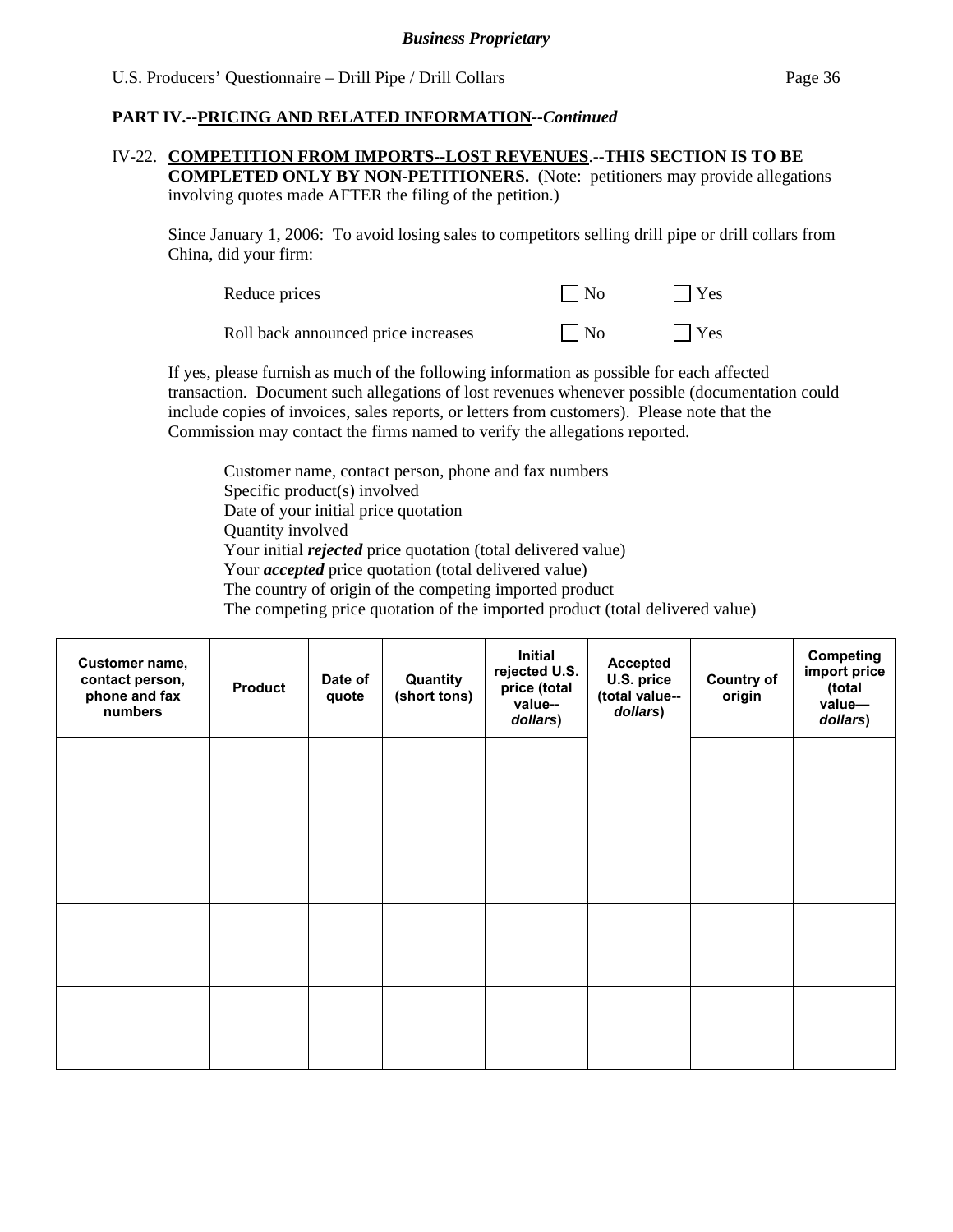**PART IV.--PRICING AND RELATED INFORMATION--*Continued***

IV-22. **COMPETITION FROM IMPORTS--LOST REVENUES.--THIS SECTION IS TO BE COMPLETED ONLY BY NON-PETITIONERS.** (Note: petitioners may provide allegations involving quotes made AFTER the filing of the petition.)

Since January 1, 2006: To avoid losing sales to competitors selling drill pipe or drill collars from China, did your firm:

Reduce prices ☐ No ☐ Yes

Roll back announced price increases ☐ No ☐ Yes

If yes, please furnish as much of the following information as possible for each affected transaction. Document such allegations of lost revenues whenever possible (documentation could include copies of invoices, sales reports, or letters from customers). Please note that the Commission may contact the firms named to verify the allegations reported.

Customer name, contact person, phone and fax numbers
Specific product(s) involved
Date of your initial price quotation
Quantity involved
Your initial ***rejected*** price quotation (total delivered value)
Your ***accepted*** price quotation (total delivered value)
The country of origin of the competing imported product
The competing price quotation of the imported product (total delivered value)

| Customer name, contact person, phone and fax numbers | Product | Date of quote | Quantity (short tons) | Initial rejected U.S. price (total value--*dollars*) | Accepted U.S. price (total value--*dollars*) | Country of origin | Competing import price (total value—*dollars*) |
|---|---|---|---|---|---|---|---|
| | | | | | | | |
| | | | | | | | |
| | | | | | | | |
| | | | | | | | |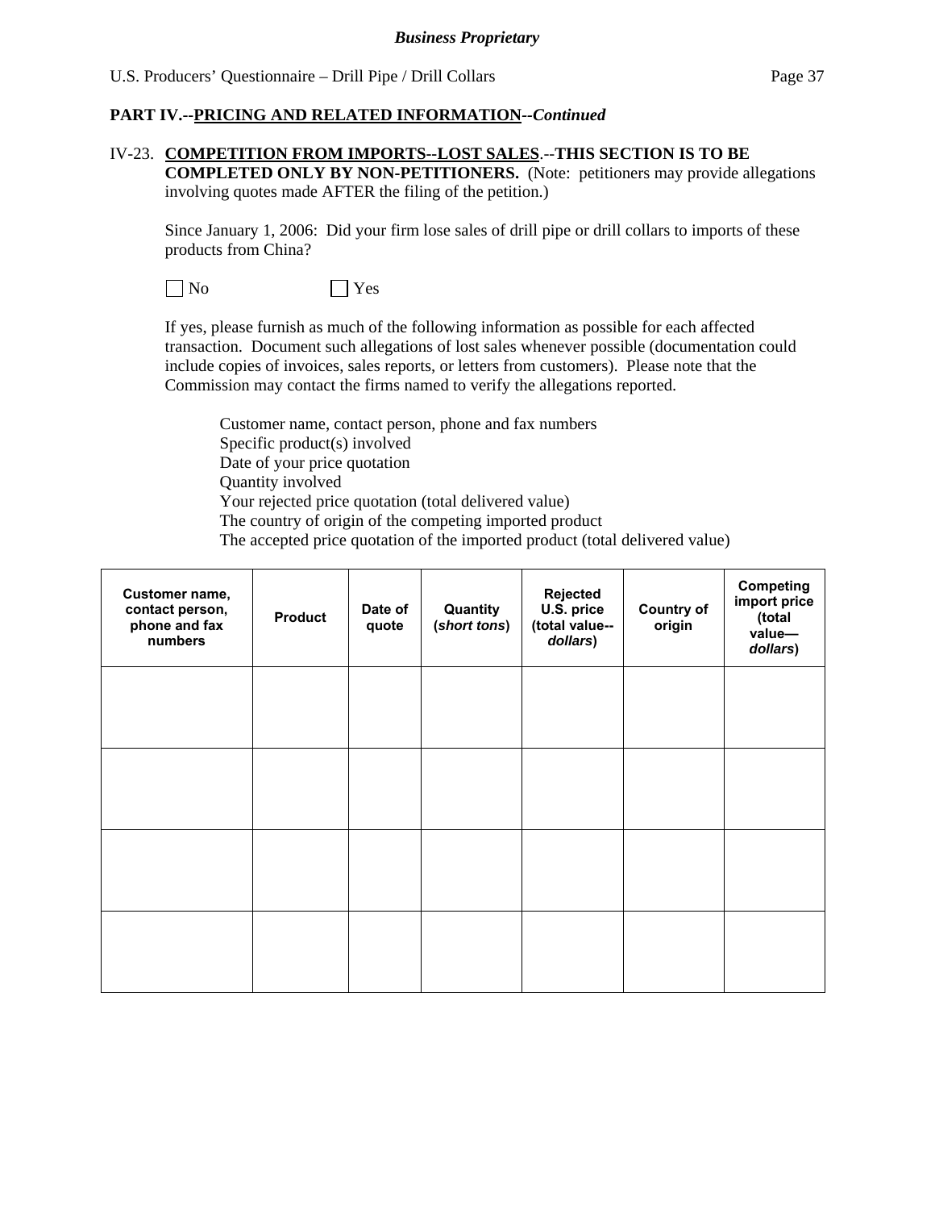**PART IV.--PRICING AND RELATED INFORMATION--*Continued***

IV-23. **COMPETITION FROM IMPORTS--LOST SALES.--THIS SECTION IS TO BE COMPLETED ONLY BY NON-PETITIONERS.** (Note: petitioners may provide allegations involving quotes made AFTER the filing of the petition.)

Since January 1, 2006: Did your firm lose sales of drill pipe or drill collars to imports of these products from China?

☐ No ☐ Yes

If yes, please furnish as much of the following information as possible for each affected transaction. Document such allegations of lost sales whenever possible (documentation could include copies of invoices, sales reports, or letters from customers). Please note that the Commission may contact the firms named to verify the allegations reported.

Customer name, contact person, phone and fax numbers
Specific product(s) involved
Date of your price quotation
Quantity involved
Your rejected price quotation (total delivered value)
The country of origin of the competing imported product
The accepted price quotation of the imported product (total delivered value)

| Customer name, contact person, phone and fax numbers | Product | Date of quote | Quantity (*short tons*) | Rejected U.S. price (total value--*dollars*) | Country of origin | Competing import price (total value—*dollars*) |
|---|---|---|---|---|---|---|
| | | | | | | |
| | | | | | | |
| | | | | | | |
| | | | | | | |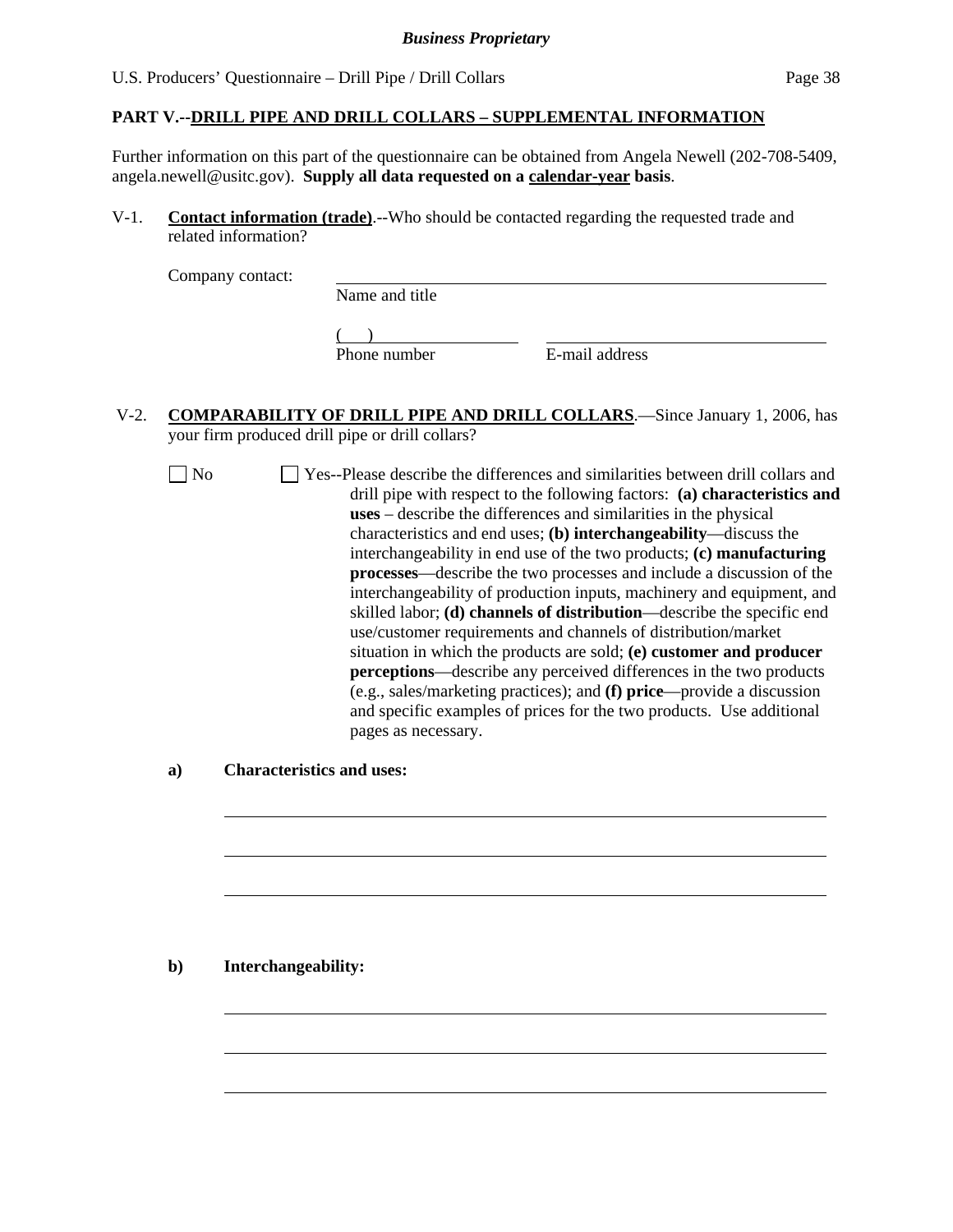## PART V.--DRILL PIPE AND DRILL COLLARS – SUPPLEMENTAL INFORMATION

Further information on this part of the questionnaire can be obtained from Angela Newell (202-708-5409, angela.newell@usitc.gov). **Supply all data requested on a calendar-year basis**.

V-1. **Contact information (trade)**.--Who should be contacted regarding the requested trade and related information?

Company contact: ______________________________
Name and title

(     ) ______________ ______________________
Phone number E-mail address

V-2. **COMPARABILITY OF DRILL PIPE AND DRILL COLLARS**.—Since January 1, 2006, has your firm produced drill pipe or drill collars?

☐ No ☐ Yes--Please describe the differences and similarities between drill collars and drill pipe with respect to the following factors: **(a) characteristics and uses** – describe the differences and similarities in the physical characteristics and end uses; **(b) interchangeability**—discuss the interchangeability in end use of the two products; **(c) manufacturing processes**—describe the two processes and include a discussion of the interchangeability of production inputs, machinery and equipment, and skilled labor; **(d) channels of distribution**—describe the specific end use/customer requirements and channels of distribution/market situation in which the products are sold; **(e) customer and producer perceptions**—describe any perceived differences in the two products (e.g., sales/marketing practices); and **(f) price**—provide a discussion and specific examples of prices for the two products. Use additional pages as necessary.

**a) Characteristics and uses:**

______________________________

______________________________

______________________________

**b) Interchangeability:**

______________________________

______________________________

______________________________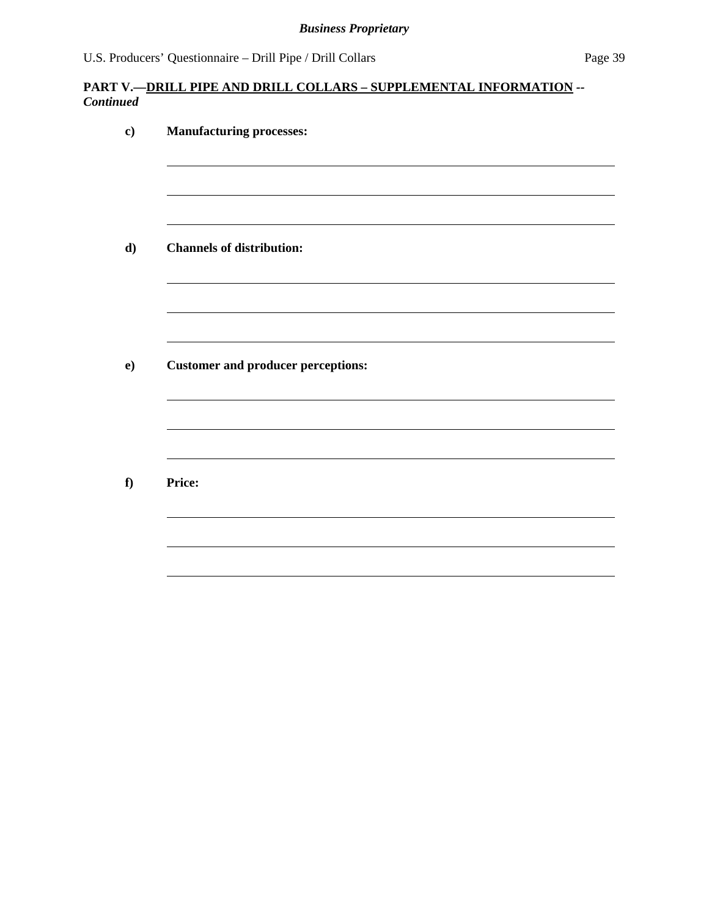**PART V.—<u>DRILL PIPE AND DRILL COLLARS – SUPPLEMENTAL INFORMATION</u> -- *Continued***

**c) Manufacturing processes:**

___

___

___

**d) Channels of distribution:**

___

___

___

**e) Customer and producer perceptions:**

___

___

___

**f) Price:**

___

___

___